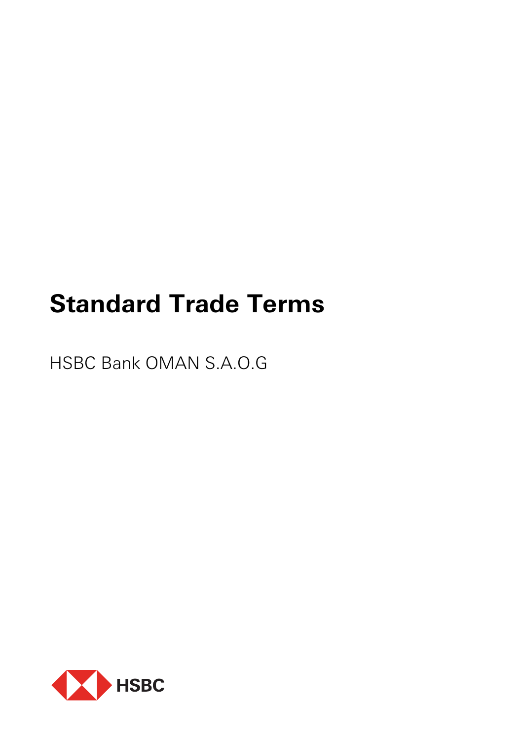# Standard Trade Terms

HSBC Bank OMAN S.A.O.G

HSBC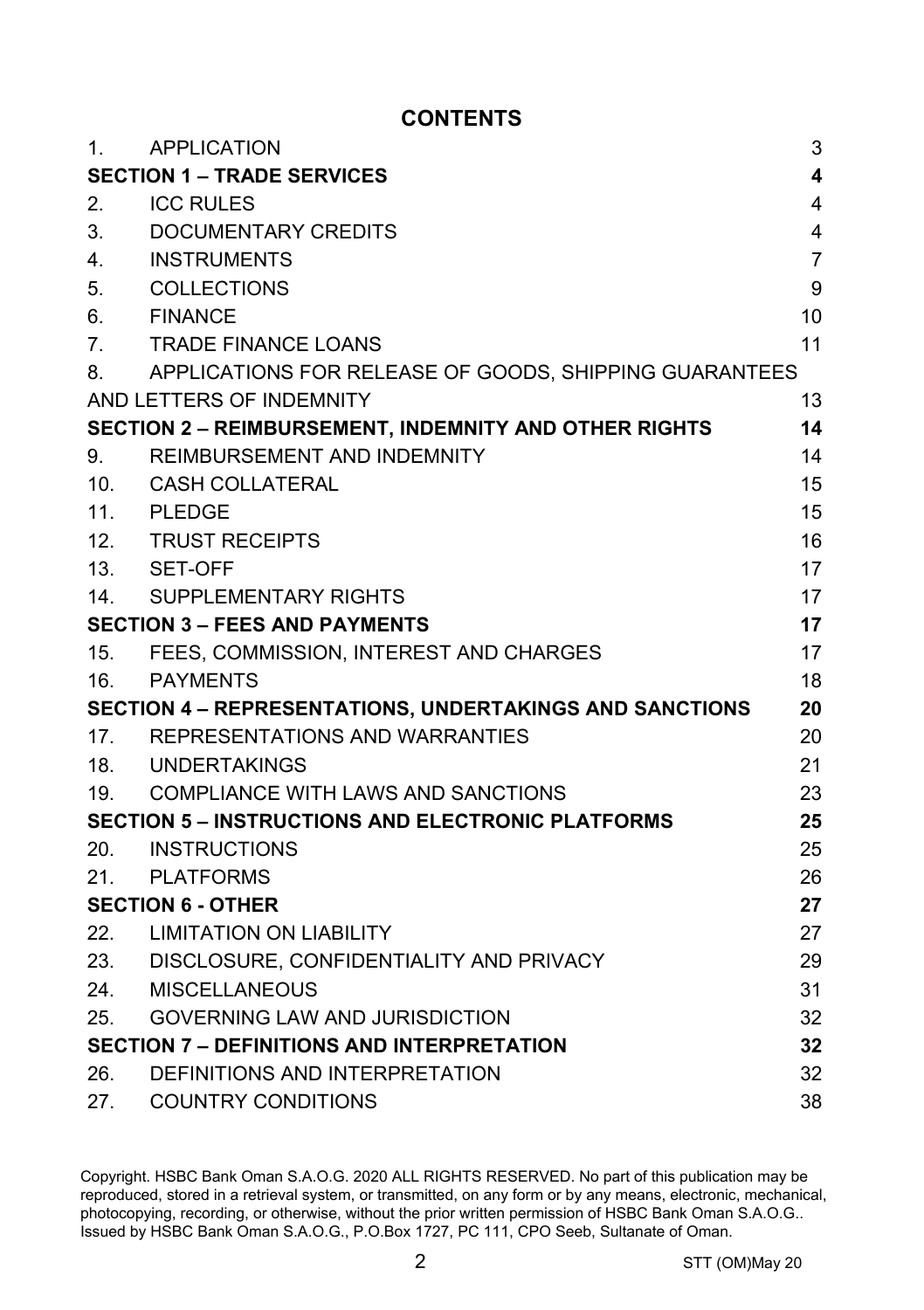## CONTENTS

| | | |
|---|---|---|
| 1. | APPLICATION | 3 |
| **SECTION 1 – TRADE SERVICES** | | **4** |
| 2. | ICC RULES | 4 |
| 3. | DOCUMENTARY CREDITS | 4 |
| 4. | INSTRUMENTS | 7 |
| 5. | COLLECTIONS | 9 |
| 6. | FINANCE | 10 |
| 7. | TRADE FINANCE LOANS | 11 |
| 8. | APPLICATIONS FOR RELEASE OF GOODS, SHIPPING GUARANTEES AND LETTERS OF INDEMNITY | 13 |
| **SECTION 2 – REIMBURSEMENT, INDEMNITY AND OTHER RIGHTS** | | **14** |
| 9. | REIMBURSEMENT AND INDEMNITY | 14 |
| 10. | CASH COLLATERAL | 15 |
| 11. | PLEDGE | 15 |
| 12. | TRUST RECEIPTS | 16 |
| 13. | SET-OFF | 17 |
| 14. | SUPPLEMENTARY RIGHTS | 17 |
| **SECTION 3 – FEES AND PAYMENTS** | | **17** |
| 15. | FEES, COMMISSION, INTEREST AND CHARGES | 17 |
| 16. | PAYMENTS | 18 |
| **SECTION 4 – REPRESENTATIONS, UNDERTAKINGS AND SANCTIONS** | | **20** |
| 17. | REPRESENTATIONS AND WARRANTIES | 20 |
| 18. | UNDERTAKINGS | 21 |
| 19. | COMPLIANCE WITH LAWS AND SANCTIONS | 23 |
| **SECTION 5 – INSTRUCTIONS AND ELECTRONIC PLATFORMS** | | **25** |
| 20. | INSTRUCTIONS | 25 |
| 21. | PLATFORMS | 26 |
| **SECTION 6 - OTHER** | | **27** |
| 22. | LIMITATION ON LIABILITY | 27 |
| 23. | DISCLOSURE, CONFIDENTIALITY AND PRIVACY | 29 |
| 24. | MISCELLANEOUS | 31 |
| 25. | GOVERNING LAW AND JURISDICTION | 32 |
| **SECTION 7 – DEFINITIONS AND INTERPRETATION** | | **32** |
| 26. | DEFINITIONS AND INTERPRETATION | 32 |
| 27. | COUNTRY CONDITIONS | 38 |

Copyright. HSBC Bank Oman S.A.O.G. 2020 ALL RIGHTS RESERVED. No part of this publication may be reproduced, stored in a retrieval system, or transmitted, on any form or by any means, electronic, mechanical, photocopying, recording, or otherwise, without the prior written permission of HSBC Bank Oman S.A.O.G.. Issued by HSBC Bank Oman S.A.O.G., P.O.Box 1727, PC 111, CPO Seeb, Sultanate of Oman.

STT (OM)May 20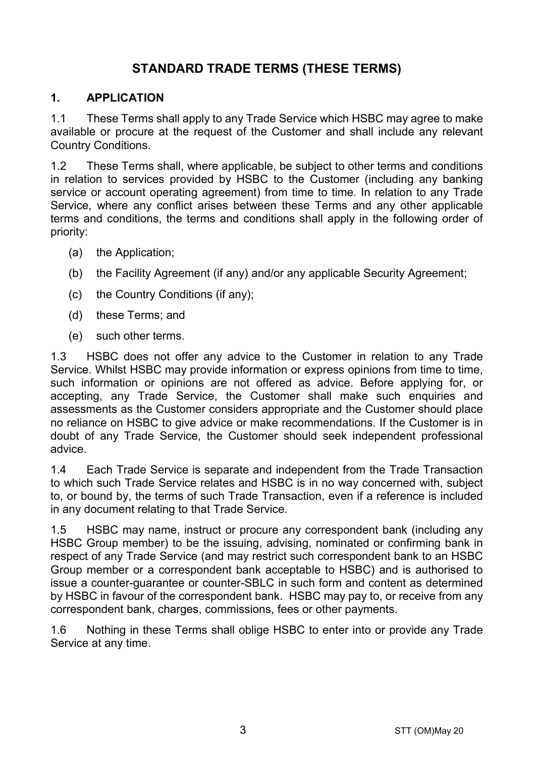# STANDARD TRADE TERMS (THESE TERMS)

## 1. APPLICATION

1.1 These Terms shall apply to any Trade Service which HSBC may agree to make available or procure at the request of the Customer and shall include any relevant Country Conditions.

1.2 These Terms shall, where applicable, be subject to other terms and conditions in relation to services provided by HSBC to the Customer (including any banking service or account operating agreement) from time to time. In relation to any Trade Service, where any conflict arises between these Terms and any other applicable terms and conditions, the terms and conditions shall apply in the following order of priority:

(a) the Application;

(b) the Facility Agreement (if any) and/or any applicable Security Agreement;

(c) the Country Conditions (if any);

(d) these Terms; and

(e) such other terms.

1.3 HSBC does not offer any advice to the Customer in relation to any Trade Service. Whilst HSBC may provide information or express opinions from time to time, such information or opinions are not offered as advice. Before applying for, or accepting, any Trade Service, the Customer shall make such enquiries and assessments as the Customer considers appropriate and the Customer should place no reliance on HSBC to give advice or make recommendations. If the Customer is in doubt of any Trade Service, the Customer should seek independent professional advice.

1.4 Each Trade Service is separate and independent from the Trade Transaction to which such Trade Service relates and HSBC is in no way concerned with, subject to, or bound by, the terms of such Trade Transaction, even if a reference is included in any document relating to that Trade Service.

1.5 HSBC may name, instruct or procure any correspondent bank (including any HSBC Group member) to be the issuing, advising, nominated or confirming bank in respect of any Trade Service (and may restrict such correspondent bank to an HSBC Group member or a correspondent bank acceptable to HSBC) and is authorised to issue a counter-guarantee or counter-SBLC in such form and content as determined by HSBC in favour of the correspondent bank. HSBC may pay to, or receive from any correspondent bank, charges, commissions, fees or other payments.

1.6 Nothing in these Terms shall oblige HSBC to enter into or provide any Trade Service at any time.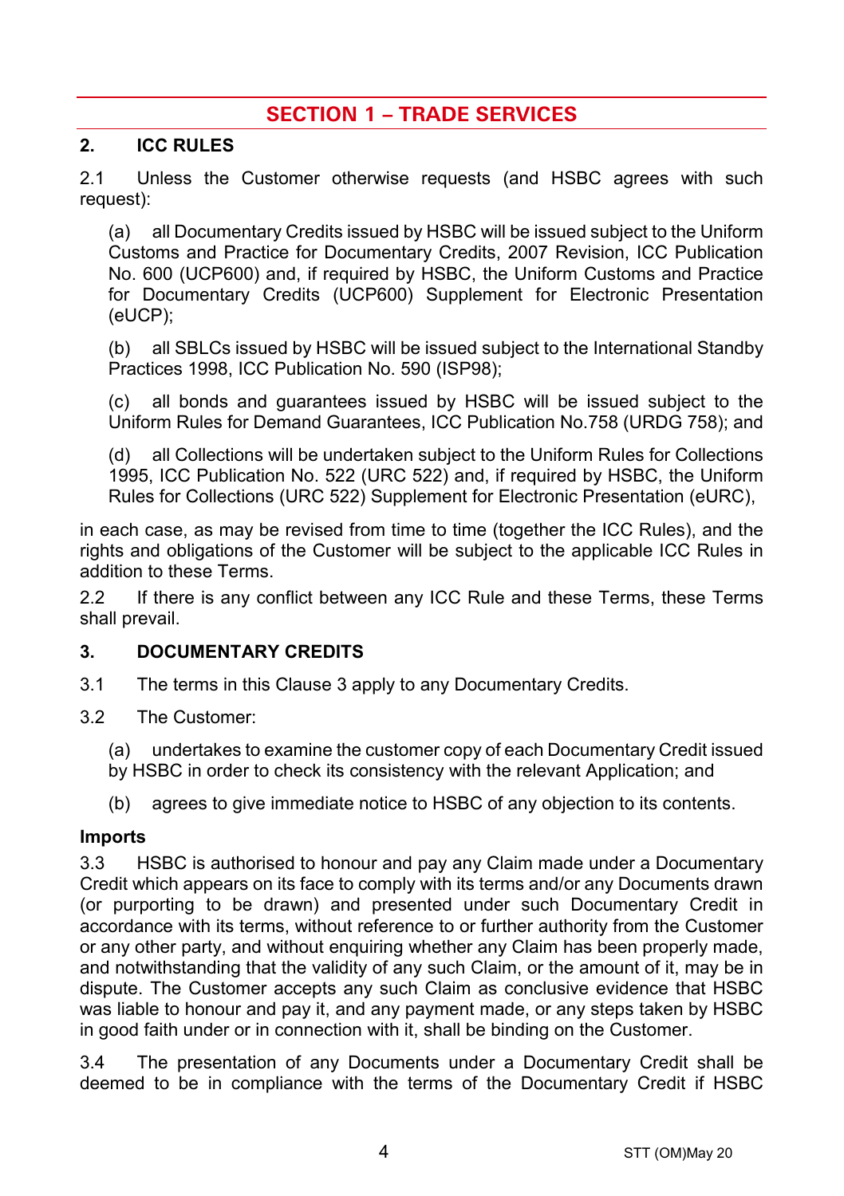## SECTION 1 – TRADE SERVICES

### 2. ICC RULES

2.1 Unless the Customer otherwise requests (and HSBC agrees with such request):

(a) all Documentary Credits issued by HSBC will be issued subject to the Uniform Customs and Practice for Documentary Credits, 2007 Revision, ICC Publication No. 600 (UCP600) and, if required by HSBC, the Uniform Customs and Practice for Documentary Credits (UCP600) Supplement for Electronic Presentation (eUCP);

(b) all SBLCs issued by HSBC will be issued subject to the International Standby Practices 1998, ICC Publication No. 590 (ISP98);

(c) all bonds and guarantees issued by HSBC will be issued subject to the Uniform Rules for Demand Guarantees, ICC Publication No.758 (URDG 758); and

(d) all Collections will be undertaken subject to the Uniform Rules for Collections 1995, ICC Publication No. 522 (URC 522) and, if required by HSBC, the Uniform Rules for Collections (URC 522) Supplement for Electronic Presentation (eURC),

in each case, as may be revised from time to time (together the ICC Rules), and the rights and obligations of the Customer will be subject to the applicable ICC Rules in addition to these Terms.

2.2 If there is any conflict between any ICC Rule and these Terms, these Terms shall prevail.

### 3. DOCUMENTARY CREDITS

3.1 The terms in this Clause 3 apply to any Documentary Credits.

3.2 The Customer:

(a) undertakes to examine the customer copy of each Documentary Credit issued by HSBC in order to check its consistency with the relevant Application; and

(b) agrees to give immediate notice to HSBC of any objection to its contents.

**Imports**

3.3 HSBC is authorised to honour and pay any Claim made under a Documentary Credit which appears on its face to comply with its terms and/or any Documents drawn (or purporting to be drawn) and presented under such Documentary Credit in accordance with its terms, without reference to or further authority from the Customer or any other party, and without enquiring whether any Claim has been properly made, and notwithstanding that the validity of any such Claim, or the amount of it, may be in dispute. The Customer accepts any such Claim as conclusive evidence that HSBC was liable to honour and pay it, and any payment made, or any steps taken by HSBC in good faith under or in connection with it, shall be binding on the Customer.

3.4 The presentation of any Documents under a Documentary Credit shall be deemed to be in compliance with the terms of the Documentary Credit if HSBC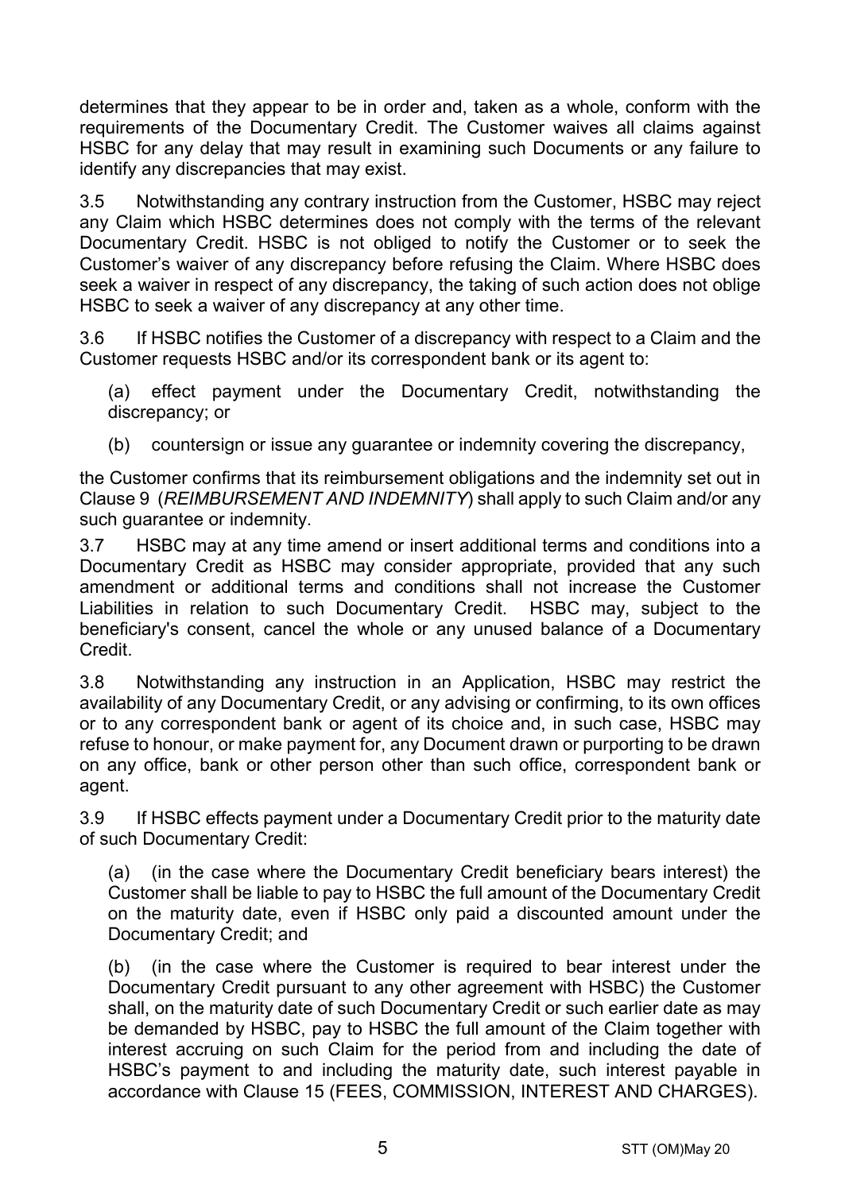determines that they appear to be in order and, taken as a whole, conform with the requirements of the Documentary Credit. The Customer waives all claims against HSBC for any delay that may result in examining such Documents or any failure to identify any discrepancies that may exist.

3.5 Notwithstanding any contrary instruction from the Customer, HSBC may reject any Claim which HSBC determines does not comply with the terms of the relevant Documentary Credit. HSBC is not obliged to notify the Customer or to seek the Customer's waiver of any discrepancy before refusing the Claim. Where HSBC does seek a waiver in respect of any discrepancy, the taking of such action does not oblige HSBC to seek a waiver of any discrepancy at any other time.

3.6 If HSBC notifies the Customer of a discrepancy with respect to a Claim and the Customer requests HSBC and/or its correspondent bank or its agent to:

(a) effect payment under the Documentary Credit, notwithstanding the discrepancy; or

(b) countersign or issue any guarantee or indemnity covering the discrepancy,

the Customer confirms that its reimbursement obligations and the indemnity set out in Clause 9 (*REIMBURSEMENT AND INDEMNITY*) shall apply to such Claim and/or any such guarantee or indemnity.

3.7 HSBC may at any time amend or insert additional terms and conditions into a Documentary Credit as HSBC may consider appropriate, provided that any such amendment or additional terms and conditions shall not increase the Customer Liabilities in relation to such Documentary Credit. HSBC may, subject to the beneficiary's consent, cancel the whole or any unused balance of a Documentary Credit.

3.8 Notwithstanding any instruction in an Application, HSBC may restrict the availability of any Documentary Credit, or any advising or confirming, to its own offices or to any correspondent bank or agent of its choice and, in such case, HSBC may refuse to honour, or make payment for, any Document drawn or purporting to be drawn on any office, bank or other person other than such office, correspondent bank or agent.

3.9 If HSBC effects payment under a Documentary Credit prior to the maturity date of such Documentary Credit:

(a) (in the case where the Documentary Credit beneficiary bears interest) the Customer shall be liable to pay to HSBC the full amount of the Documentary Credit on the maturity date, even if HSBC only paid a discounted amount under the Documentary Credit; and

(b) (in the case where the Customer is required to bear interest under the Documentary Credit pursuant to any other agreement with HSBC) the Customer shall, on the maturity date of such Documentary Credit or such earlier date as may be demanded by HSBC, pay to HSBC the full amount of the Claim together with interest accruing on such Claim for the period from and including the date of HSBC's payment to and including the maturity date, such interest payable in accordance with Clause 15 (FEES, COMMISSION, INTEREST AND CHARGES).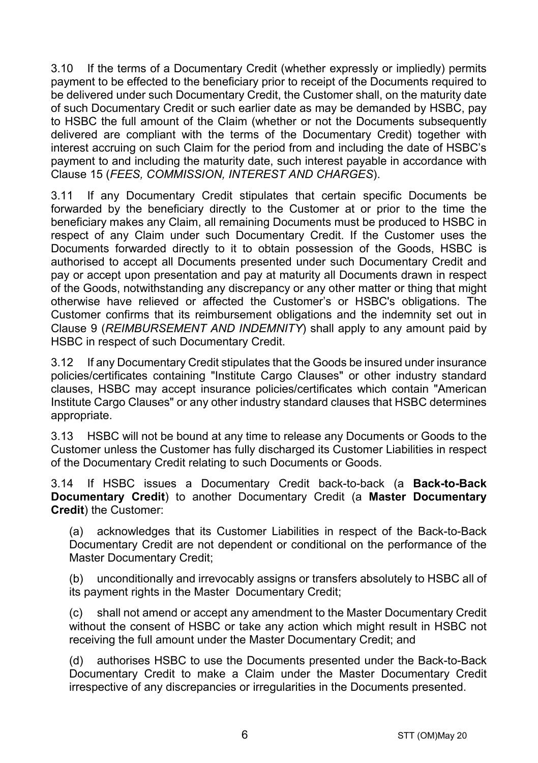3.10 If the terms of a Documentary Credit (whether expressly or impliedly) permits payment to be effected to the beneficiary prior to receipt of the Documents required to be delivered under such Documentary Credit, the Customer shall, on the maturity date of such Documentary Credit or such earlier date as may be demanded by HSBC, pay to HSBC the full amount of the Claim (whether or not the Documents subsequently delivered are compliant with the terms of the Documentary Credit) together with interest accruing on such Claim for the period from and including the date of HSBC's payment to and including the maturity date, such interest payable in accordance with Clause 15 (*FEES, COMMISSION, INTEREST AND CHARGES*).

3.11 If any Documentary Credit stipulates that certain specific Documents be forwarded by the beneficiary directly to the Customer at or prior to the time the beneficiary makes any Claim, all remaining Documents must be produced to HSBC in respect of any Claim under such Documentary Credit. If the Customer uses the Documents forwarded directly to it to obtain possession of the Goods, HSBC is authorised to accept all Documents presented under such Documentary Credit and pay or accept upon presentation and pay at maturity all Documents drawn in respect of the Goods, notwithstanding any discrepancy or any other matter or thing that might otherwise have relieved or affected the Customer's or HSBC's obligations. The Customer confirms that its reimbursement obligations and the indemnity set out in Clause 9 (*REIMBURSEMENT AND INDEMNITY*) shall apply to any amount paid by HSBC in respect of such Documentary Credit.

3.12 If any Documentary Credit stipulates that the Goods be insured under insurance policies/certificates containing "Institute Cargo Clauses" or other industry standard clauses, HSBC may accept insurance policies/certificates which contain "American Institute Cargo Clauses" or any other industry standard clauses that HSBC determines appropriate.

3.13 HSBC will not be bound at any time to release any Documents or Goods to the Customer unless the Customer has fully discharged its Customer Liabilities in respect of the Documentary Credit relating to such Documents or Goods.

3.14 If HSBC issues a Documentary Credit back-to-back (a **Back-to-Back Documentary Credit**) to another Documentary Credit (a **Master Documentary Credit**) the Customer:

(a) acknowledges that its Customer Liabilities in respect of the Back-to-Back Documentary Credit are not dependent or conditional on the performance of the Master Documentary Credit;

(b) unconditionally and irrevocably assigns or transfers absolutely to HSBC all of its payment rights in the Master Documentary Credit;

(c) shall not amend or accept any amendment to the Master Documentary Credit without the consent of HSBC or take any action which might result in HSBC not receiving the full amount under the Master Documentary Credit; and

(d) authorises HSBC to use the Documents presented under the Back-to-Back Documentary Credit to make a Claim under the Master Documentary Credit irrespective of any discrepancies or irregularities in the Documents presented.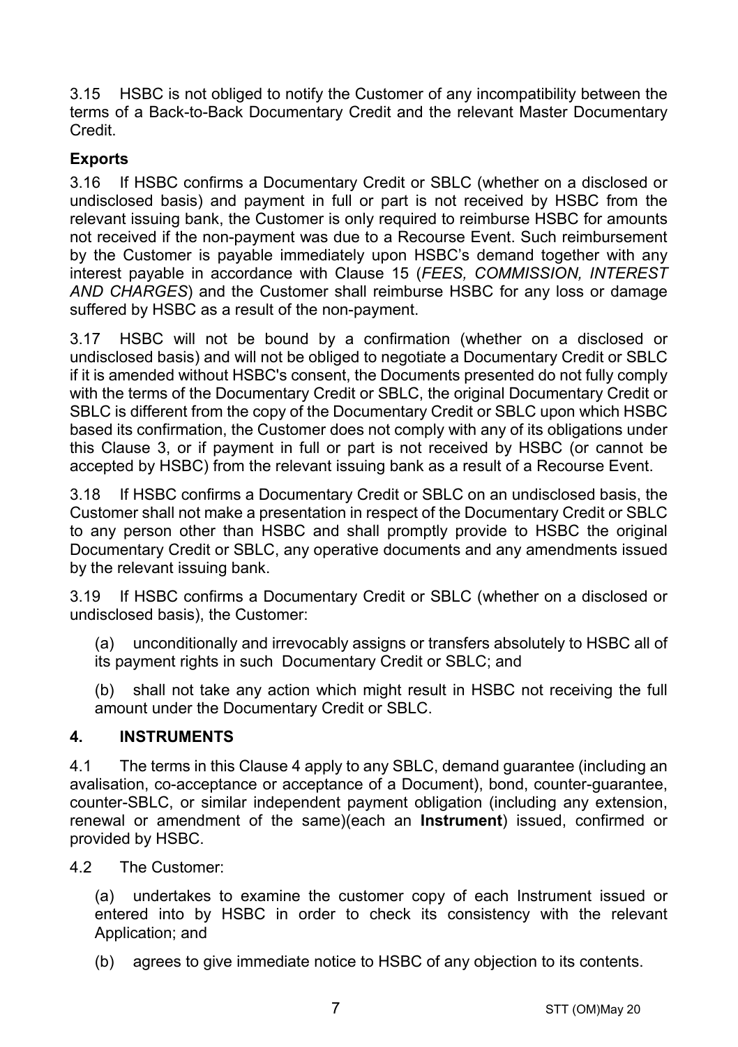3.15 HSBC is not obliged to notify the Customer of any incompatibility between the terms of a Back-to-Back Documentary Credit and the relevant Master Documentary Credit.

**Exports**

3.16 If HSBC confirms a Documentary Credit or SBLC (whether on a disclosed or undisclosed basis) and payment in full or part is not received by HSBC from the relevant issuing bank, the Customer is only required to reimburse HSBC for amounts not received if the non-payment was due to a Recourse Event. Such reimbursement by the Customer is payable immediately upon HSBC's demand together with any interest payable in accordance with Clause 15 (*FEES, COMMISSION, INTEREST AND CHARGES*) and the Customer shall reimburse HSBC for any loss or damage suffered by HSBC as a result of the non-payment.

3.17 HSBC will not be bound by a confirmation (whether on a disclosed or undisclosed basis) and will not be obliged to negotiate a Documentary Credit or SBLC if it is amended without HSBC's consent, the Documents presented do not fully comply with the terms of the Documentary Credit or SBLC, the original Documentary Credit or SBLC is different from the copy of the Documentary Credit or SBLC upon which HSBC based its confirmation, the Customer does not comply with any of its obligations under this Clause 3, or if payment in full or part is not received by HSBC (or cannot be accepted by HSBC) from the relevant issuing bank as a result of a Recourse Event.

3.18 If HSBC confirms a Documentary Credit or SBLC on an undisclosed basis, the Customer shall not make a presentation in respect of the Documentary Credit or SBLC to any person other than HSBC and shall promptly provide to HSBC the original Documentary Credit or SBLC, any operative documents and any amendments issued by the relevant issuing bank.

3.19 If HSBC confirms a Documentary Credit or SBLC (whether on a disclosed or undisclosed basis), the Customer:

(a) unconditionally and irrevocably assigns or transfers absolutely to HSBC all of its payment rights in such Documentary Credit or SBLC; and

(b) shall not take any action which might result in HSBC not receiving the full amount under the Documentary Credit or SBLC.

## 4. INSTRUMENTS

4.1 The terms in this Clause 4 apply to any SBLC, demand guarantee (including an avalisation, co-acceptance or acceptance of a Document), bond, counter-guarantee, counter-SBLC, or similar independent payment obligation (including any extension, renewal or amendment of the same)(each an **Instrument**) issued, confirmed or provided by HSBC.

4.2 The Customer:

(a) undertakes to examine the customer copy of each Instrument issued or entered into by HSBC in order to check its consistency with the relevant Application; and

(b) agrees to give immediate notice to HSBC of any objection to its contents.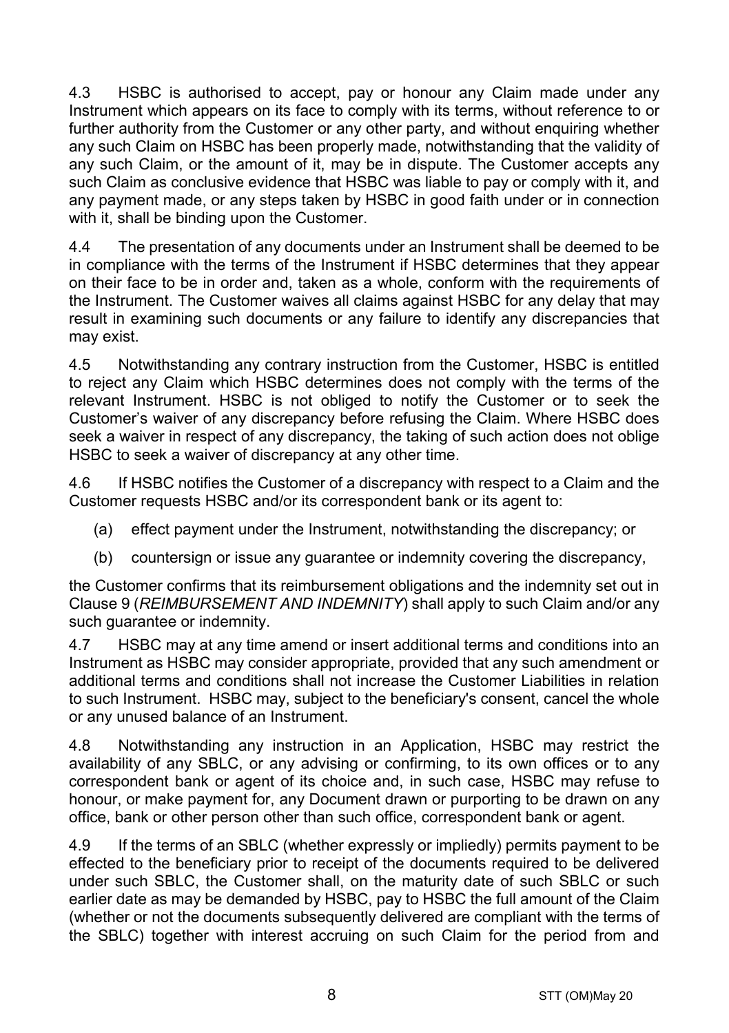4.3 HSBC is authorised to accept, pay or honour any Claim made under any Instrument which appears on its face to comply with its terms, without reference to or further authority from the Customer or any other party, and without enquiring whether any such Claim on HSBC has been properly made, notwithstanding that the validity of any such Claim, or the amount of it, may be in dispute. The Customer accepts any such Claim as conclusive evidence that HSBC was liable to pay or comply with it, and any payment made, or any steps taken by HSBC in good faith under or in connection with it, shall be binding upon the Customer.

4.4 The presentation of any documents under an Instrument shall be deemed to be in compliance with the terms of the Instrument if HSBC determines that they appear on their face to be in order and, taken as a whole, conform with the requirements of the Instrument. The Customer waives all claims against HSBC for any delay that may result in examining such documents or any failure to identify any discrepancies that may exist.

4.5 Notwithstanding any contrary instruction from the Customer, HSBC is entitled to reject any Claim which HSBC determines does not comply with the terms of the relevant Instrument. HSBC is not obliged to notify the Customer or to seek the Customer's waiver of any discrepancy before refusing the Claim. Where HSBC does seek a waiver in respect of any discrepancy, the taking of such action does not oblige HSBC to seek a waiver of discrepancy at any other time.

4.6 If HSBC notifies the Customer of a discrepancy with respect to a Claim and the Customer requests HSBC and/or its correspondent bank or its agent to:

(a) effect payment under the Instrument, notwithstanding the discrepancy; or

(b) countersign or issue any guarantee or indemnity covering the discrepancy,

the Customer confirms that its reimbursement obligations and the indemnity set out in Clause 9 (*REIMBURSEMENT AND INDEMNITY*) shall apply to such Claim and/or any such guarantee or indemnity.

4.7 HSBC may at any time amend or insert additional terms and conditions into an Instrument as HSBC may consider appropriate, provided that any such amendment or additional terms and conditions shall not increase the Customer Liabilities in relation to such Instrument. HSBC may, subject to the beneficiary's consent, cancel the whole or any unused balance of an Instrument.

4.8 Notwithstanding any instruction in an Application, HSBC may restrict the availability of any SBLC, or any advising or confirming, to its own offices or to any correspondent bank or agent of its choice and, in such case, HSBC may refuse to honour, or make payment for, any Document drawn or purporting to be drawn on any office, bank or other person other than such office, correspondent bank or agent.

4.9 If the terms of an SBLC (whether expressly or impliedly) permits payment to be effected to the beneficiary prior to receipt of the documents required to be delivered under such SBLC, the Customer shall, on the maturity date of such SBLC or such earlier date as may be demanded by HSBC, pay to HSBC the full amount of the Claim (whether or not the documents subsequently delivered are compliant with the terms of the SBLC) together with interest accruing on such Claim for the period from and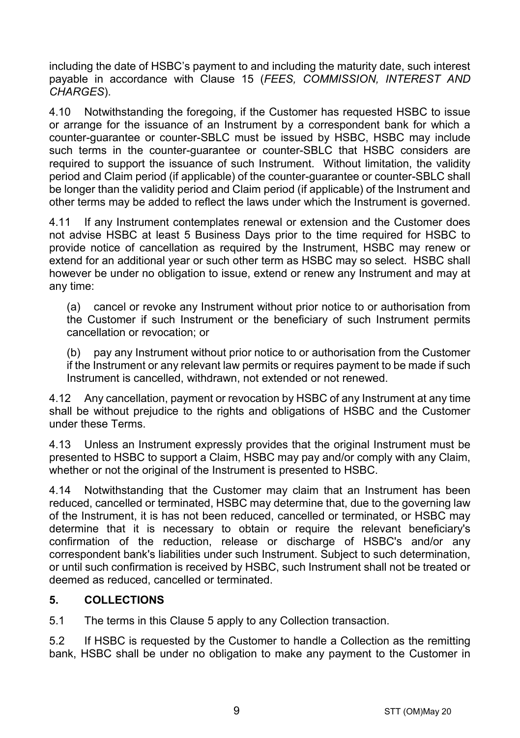including the date of HSBC's payment to and including the maturity date, such interest payable in accordance with Clause 15 (*FEES, COMMISSION, INTEREST AND CHARGES*).

4.10 Notwithstanding the foregoing, if the Customer has requested HSBC to issue or arrange for the issuance of an Instrument by a correspondent bank for which a counter-guarantee or counter-SBLC must be issued by HSBC, HSBC may include such terms in the counter-guarantee or counter-SBLC that HSBC considers are required to support the issuance of such Instrument. Without limitation, the validity period and Claim period (if applicable) of the counter-guarantee or counter-SBLC shall be longer than the validity period and Claim period (if applicable) of the Instrument and other terms may be added to reflect the laws under which the Instrument is governed.

4.11 If any Instrument contemplates renewal or extension and the Customer does not advise HSBC at least 5 Business Days prior to the time required for HSBC to provide notice of cancellation as required by the Instrument, HSBC may renew or extend for an additional year or such other term as HSBC may so select. HSBC shall however be under no obligation to issue, extend or renew any Instrument and may at any time:

(a) cancel or revoke any Instrument without prior notice to or authorisation from the Customer if such Instrument or the beneficiary of such Instrument permits cancellation or revocation; or

(b) pay any Instrument without prior notice to or authorisation from the Customer if the Instrument or any relevant law permits or requires payment to be made if such Instrument is cancelled, withdrawn, not extended or not renewed.

4.12 Any cancellation, payment or revocation by HSBC of any Instrument at any time shall be without prejudice to the rights and obligations of HSBC and the Customer under these Terms.

4.13 Unless an Instrument expressly provides that the original Instrument must be presented to HSBC to support a Claim, HSBC may pay and/or comply with any Claim, whether or not the original of the Instrument is presented to HSBC.

4.14 Notwithstanding that the Customer may claim that an Instrument has been reduced, cancelled or terminated, HSBC may determine that, due to the governing law of the Instrument, it is has not been reduced, cancelled or terminated, or HSBC may determine that it is necessary to obtain or require the relevant beneficiary's confirmation of the reduction, release or discharge of HSBC's and/or any correspondent bank's liabilities under such Instrument. Subject to such determination, or until such confirmation is received by HSBC, such Instrument shall not be treated or deemed as reduced, cancelled or terminated.

## 5. COLLECTIONS

5.1 The terms in this Clause 5 apply to any Collection transaction.

5.2 If HSBC is requested by the Customer to handle a Collection as the remitting bank, HSBC shall be under no obligation to make any payment to the Customer in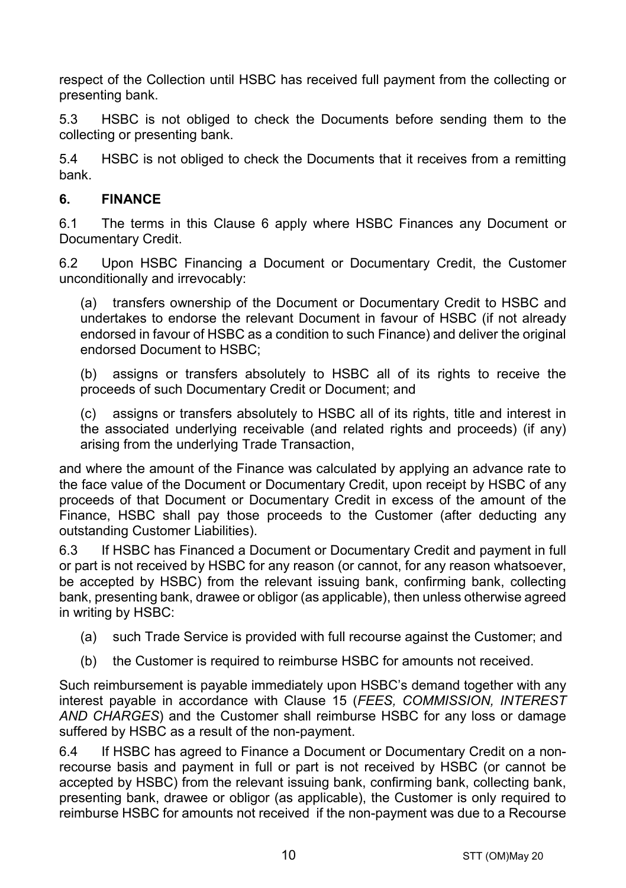respect of the Collection until HSBC has received full payment from the collecting or presenting bank.

5.3 HSBC is not obliged to check the Documents before sending them to the collecting or presenting bank.

5.4 HSBC is not obliged to check the Documents that it receives from a remitting bank.

## 6. FINANCE

6.1 The terms in this Clause 6 apply where HSBC Finances any Document or Documentary Credit.

6.2 Upon HSBC Financing a Document or Documentary Credit, the Customer unconditionally and irrevocably:

(a) transfers ownership of the Document or Documentary Credit to HSBC and undertakes to endorse the relevant Document in favour of HSBC (if not already endorsed in favour of HSBC as a condition to such Finance) and deliver the original endorsed Document to HSBC;

(b) assigns or transfers absolutely to HSBC all of its rights to receive the proceeds of such Documentary Credit or Document; and

(c) assigns or transfers absolutely to HSBC all of its rights, title and interest in the associated underlying receivable (and related rights and proceeds) (if any) arising from the underlying Trade Transaction,

and where the amount of the Finance was calculated by applying an advance rate to the face value of the Document or Documentary Credit, upon receipt by HSBC of any proceeds of that Document or Documentary Credit in excess of the amount of the Finance, HSBC shall pay those proceeds to the Customer (after deducting any outstanding Customer Liabilities).

6.3 If HSBC has Financed a Document or Documentary Credit and payment in full or part is not received by HSBC for any reason (or cannot, for any reason whatsoever, be accepted by HSBC) from the relevant issuing bank, confirming bank, collecting bank, presenting bank, drawee or obligor (as applicable), then unless otherwise agreed in writing by HSBC:

(a) such Trade Service is provided with full recourse against the Customer; and

(b) the Customer is required to reimburse HSBC for amounts not received.

Such reimbursement is payable immediately upon HSBC's demand together with any interest payable in accordance with Clause 15 (*FEES, COMMISSION, INTEREST AND CHARGES*) and the Customer shall reimburse HSBC for any loss or damage suffered by HSBC as a result of the non-payment.

6.4 If HSBC has agreed to Finance a Document or Documentary Credit on a non-recourse basis and payment in full or part is not received by HSBC (or cannot be accepted by HSBC) from the relevant issuing bank, confirming bank, collecting bank, presenting bank, drawee or obligor (as applicable), the Customer is only required to reimburse HSBC for amounts not received if the non-payment was due to a Recourse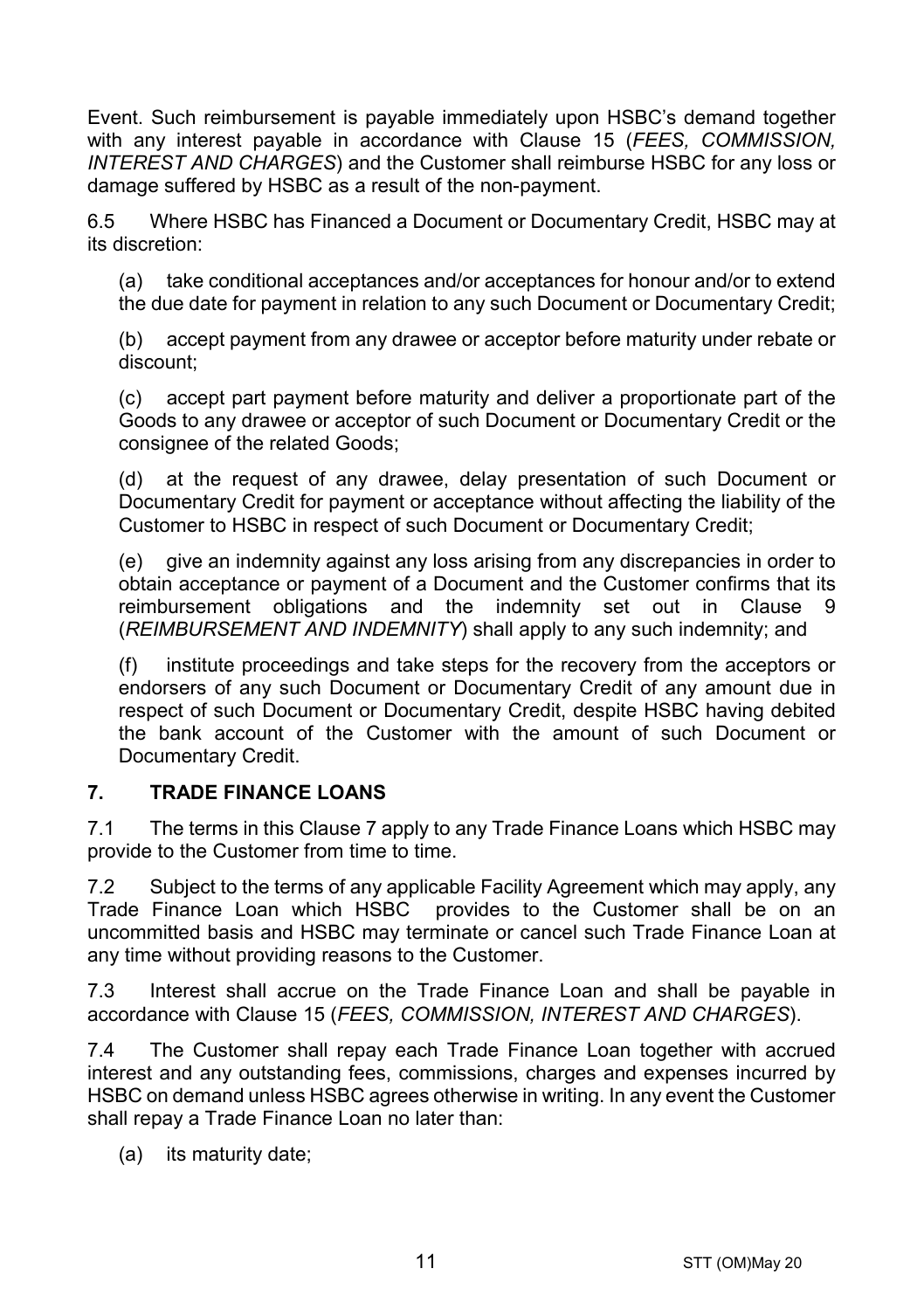Event. Such reimbursement is payable immediately upon HSBC's demand together with any interest payable in accordance with Clause 15 (*FEES, COMMISSION, INTEREST AND CHARGES*) and the Customer shall reimburse HSBC for any loss or damage suffered by HSBC as a result of the non-payment.

6.5 Where HSBC has Financed a Document or Documentary Credit, HSBC may at its discretion:

(a) take conditional acceptances and/or acceptances for honour and/or to extend the due date for payment in relation to any such Document or Documentary Credit;

(b) accept payment from any drawee or acceptor before maturity under rebate or discount;

(c) accept part payment before maturity and deliver a proportionate part of the Goods to any drawee or acceptor of such Document or Documentary Credit or the consignee of the related Goods;

(d) at the request of any drawee, delay presentation of such Document or Documentary Credit for payment or acceptance without affecting the liability of the Customer to HSBC in respect of such Document or Documentary Credit;

(e) give an indemnity against any loss arising from any discrepancies in order to obtain acceptance or payment of a Document and the Customer confirms that its reimbursement obligations and the indemnity set out in Clause 9 (*REIMBURSEMENT AND INDEMNITY*) shall apply to any such indemnity; and

(f) institute proceedings and take steps for the recovery from the acceptors or endorsers of any such Document or Documentary Credit of any amount due in respect of such Document or Documentary Credit, despite HSBC having debited the bank account of the Customer with the amount of such Document or Documentary Credit.

## 7. TRADE FINANCE LOANS

7.1 The terms in this Clause 7 apply to any Trade Finance Loans which HSBC may provide to the Customer from time to time.

7.2 Subject to the terms of any applicable Facility Agreement which may apply, any Trade Finance Loan which HSBC provides to the Customer shall be on an uncommitted basis and HSBC may terminate or cancel such Trade Finance Loan at any time without providing reasons to the Customer.

7.3 Interest shall accrue on the Trade Finance Loan and shall be payable in accordance with Clause 15 (*FEES, COMMISSION, INTEREST AND CHARGES*).

7.4 The Customer shall repay each Trade Finance Loan together with accrued interest and any outstanding fees, commissions, charges and expenses incurred by HSBC on demand unless HSBC agrees otherwise in writing. In any event the Customer shall repay a Trade Finance Loan no later than:

(a) its maturity date;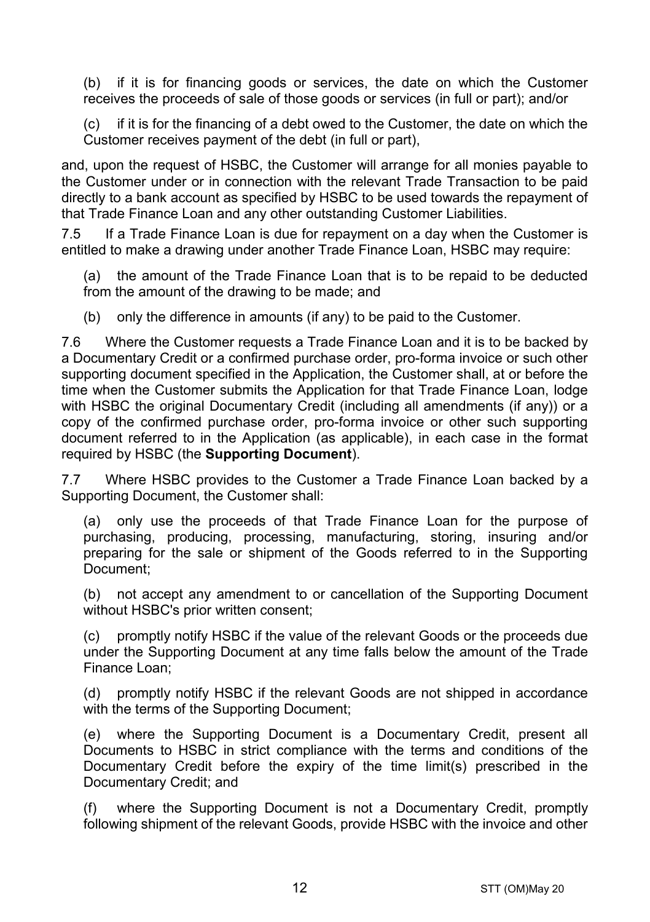(b) if it is for financing goods or services, the date on which the Customer receives the proceeds of sale of those goods or services (in full or part); and/or

(c) if it is for the financing of a debt owed to the Customer, the date on which the Customer receives payment of the debt (in full or part),

and, upon the request of HSBC, the Customer will arrange for all monies payable to the Customer under or in connection with the relevant Trade Transaction to be paid directly to a bank account as specified by HSBC to be used towards the repayment of that Trade Finance Loan and any other outstanding Customer Liabilities.

7.5 If a Trade Finance Loan is due for repayment on a day when the Customer is entitled to make a drawing under another Trade Finance Loan, HSBC may require:

(a) the amount of the Trade Finance Loan that is to be repaid to be deducted from the amount of the drawing to be made; and

(b) only the difference in amounts (if any) to be paid to the Customer.

7.6 Where the Customer requests a Trade Finance Loan and it is to be backed by a Documentary Credit or a confirmed purchase order, pro-forma invoice or such other supporting document specified in the Application, the Customer shall, at or before the time when the Customer submits the Application for that Trade Finance Loan, lodge with HSBC the original Documentary Credit (including all amendments (if any)) or a copy of the confirmed purchase order, pro-forma invoice or other such supporting document referred to in the Application (as applicable), in each case in the format required by HSBC (the **Supporting Document**).

7.7 Where HSBC provides to the Customer a Trade Finance Loan backed by a Supporting Document, the Customer shall:

(a) only use the proceeds of that Trade Finance Loan for the purpose of purchasing, producing, processing, manufacturing, storing, insuring and/or preparing for the sale or shipment of the Goods referred to in the Supporting Document;

(b) not accept any amendment to or cancellation of the Supporting Document without HSBC's prior written consent;

(c) promptly notify HSBC if the value of the relevant Goods or the proceeds due under the Supporting Document at any time falls below the amount of the Trade Finance Loan;

(d) promptly notify HSBC if the relevant Goods are not shipped in accordance with the terms of the Supporting Document;

(e) where the Supporting Document is a Documentary Credit, present all Documents to HSBC in strict compliance with the terms and conditions of the Documentary Credit before the expiry of the time limit(s) prescribed in the Documentary Credit; and

(f) where the Supporting Document is not a Documentary Credit, promptly following shipment of the relevant Goods, provide HSBC with the invoice and other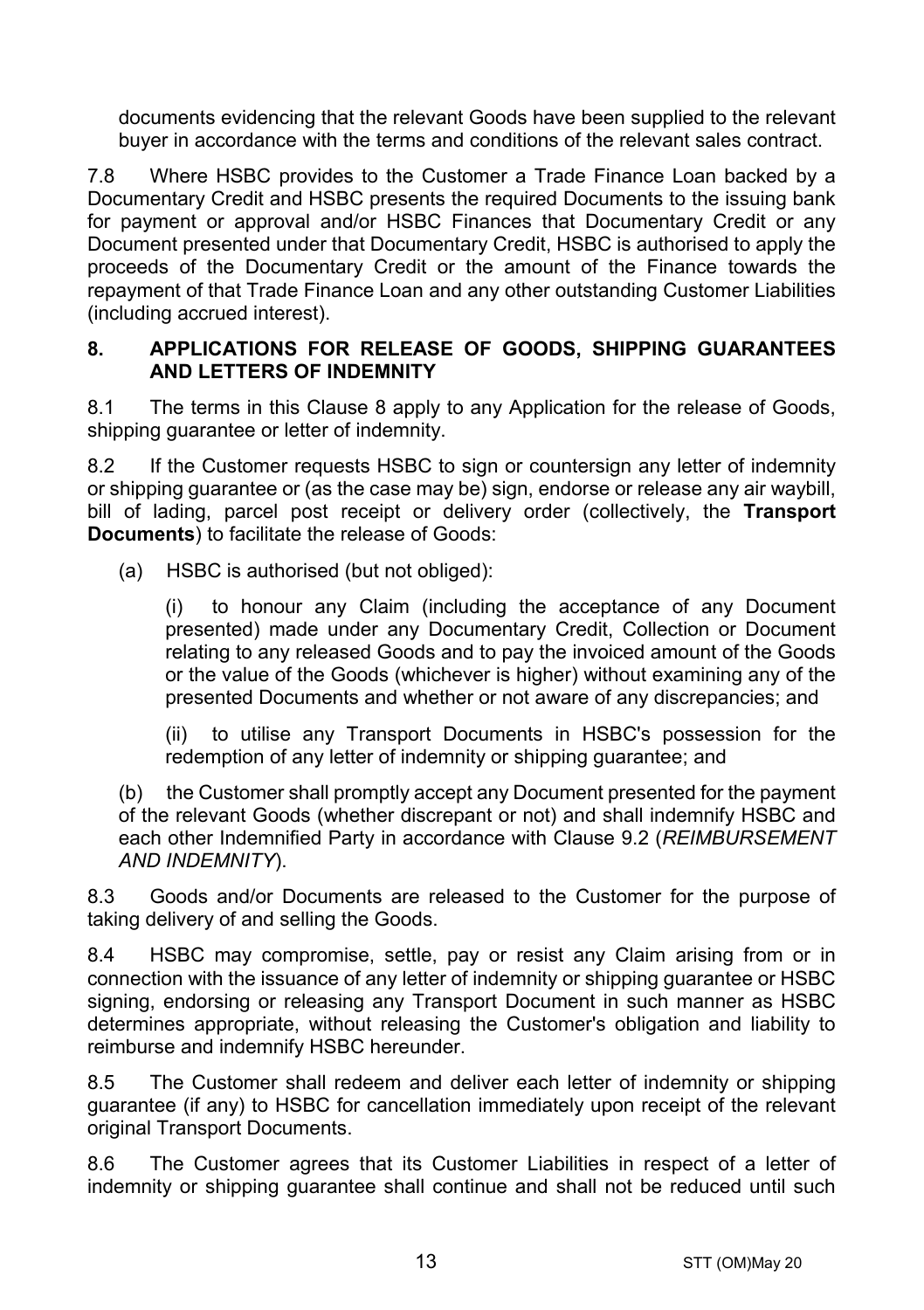documents evidencing that the relevant Goods have been supplied to the relevant buyer in accordance with the terms and conditions of the relevant sales contract.

7.8 Where HSBC provides to the Customer a Trade Finance Loan backed by a Documentary Credit and HSBC presents the required Documents to the issuing bank for payment or approval and/or HSBC Finances that Documentary Credit or any Document presented under that Documentary Credit, HSBC is authorised to apply the proceeds of the Documentary Credit or the amount of the Finance towards the repayment of that Trade Finance Loan and any other outstanding Customer Liabilities (including accrued interest).

## 8. APPLICATIONS FOR RELEASE OF GOODS, SHIPPING GUARANTEES AND LETTERS OF INDEMNITY

8.1 The terms in this Clause 8 apply to any Application for the release of Goods, shipping guarantee or letter of indemnity.

8.2 If the Customer requests HSBC to sign or countersign any letter of indemnity or shipping guarantee or (as the case may be) sign, endorse or release any air waybill, bill of lading, parcel post receipt or delivery order (collectively, the **Transport Documents**) to facilitate the release of Goods:

(a) HSBC is authorised (but not obliged):

(i) to honour any Claim (including the acceptance of any Document presented) made under any Documentary Credit, Collection or Document relating to any released Goods and to pay the invoiced amount of the Goods or the value of the Goods (whichever is higher) without examining any of the presented Documents and whether or not aware of any discrepancies; and

(ii) to utilise any Transport Documents in HSBC's possession for the redemption of any letter of indemnity or shipping guarantee; and

(b) the Customer shall promptly accept any Document presented for the payment of the relevant Goods (whether discrepant or not) and shall indemnify HSBC and each other Indemnified Party in accordance with Clause 9.2 (*REIMBURSEMENT AND INDEMNITY*).

8.3 Goods and/or Documents are released to the Customer for the purpose of taking delivery of and selling the Goods.

8.4 HSBC may compromise, settle, pay or resist any Claim arising from or in connection with the issuance of any letter of indemnity or shipping guarantee or HSBC signing, endorsing or releasing any Transport Document in such manner as HSBC determines appropriate, without releasing the Customer's obligation and liability to reimburse and indemnify HSBC hereunder.

8.5 The Customer shall redeem and deliver each letter of indemnity or shipping guarantee (if any) to HSBC for cancellation immediately upon receipt of the relevant original Transport Documents.

8.6 The Customer agrees that its Customer Liabilities in respect of a letter of indemnity or shipping guarantee shall continue and shall not be reduced until such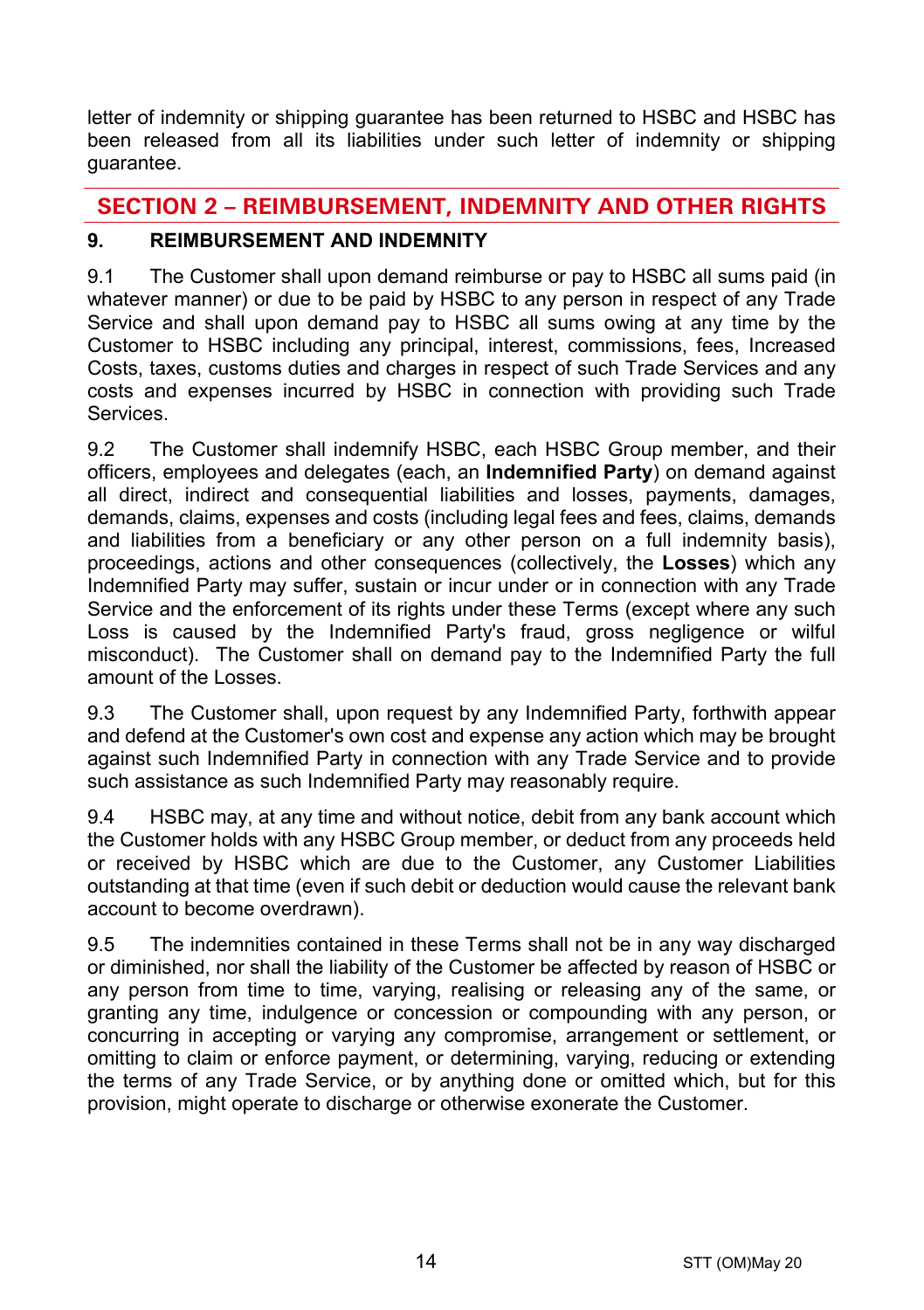letter of indemnity or shipping guarantee has been returned to HSBC and HSBC has been released from all its liabilities under such letter of indemnity or shipping guarantee.

## SECTION 2 – REIMBURSEMENT, INDEMNITY AND OTHER RIGHTS

### 9. REIMBURSEMENT AND INDEMNITY

9.1 The Customer shall upon demand reimburse or pay to HSBC all sums paid (in whatever manner) or due to be paid by HSBC to any person in respect of any Trade Service and shall upon demand pay to HSBC all sums owing at any time by the Customer to HSBC including any principal, interest, commissions, fees, Increased Costs, taxes, customs duties and charges in respect of such Trade Services and any costs and expenses incurred by HSBC in connection with providing such Trade Services.

9.2 The Customer shall indemnify HSBC, each HSBC Group member, and their officers, employees and delegates (each, an **Indemnified Party**) on demand against all direct, indirect and consequential liabilities and losses, payments, damages, demands, claims, expenses and costs (including legal fees and fees, claims, demands and liabilities from a beneficiary or any other person on a full indemnity basis), proceedings, actions and other consequences (collectively, the **Losses**) which any Indemnified Party may suffer, sustain or incur under or in connection with any Trade Service and the enforcement of its rights under these Terms (except where any such Loss is caused by the Indemnified Party's fraud, gross negligence or wilful misconduct). The Customer shall on demand pay to the Indemnified Party the full amount of the Losses.

9.3 The Customer shall, upon request by any Indemnified Party, forthwith appear and defend at the Customer's own cost and expense any action which may be brought against such Indemnified Party in connection with any Trade Service and to provide such assistance as such Indemnified Party may reasonably require.

9.4 HSBC may, at any time and without notice, debit from any bank account which the Customer holds with any HSBC Group member, or deduct from any proceeds held or received by HSBC which are due to the Customer, any Customer Liabilities outstanding at that time (even if such debit or deduction would cause the relevant bank account to become overdrawn).

9.5 The indemnities contained in these Terms shall not be in any way discharged or diminished, nor shall the liability of the Customer be affected by reason of HSBC or any person from time to time, varying, realising or releasing any of the same, or granting any time, indulgence or concession or compounding with any person, or concurring in accepting or varying any compromise, arrangement or settlement, or omitting to claim or enforce payment, or determining, varying, reducing or extending the terms of any Trade Service, or by anything done or omitted which, but for this provision, might operate to discharge or otherwise exonerate the Customer.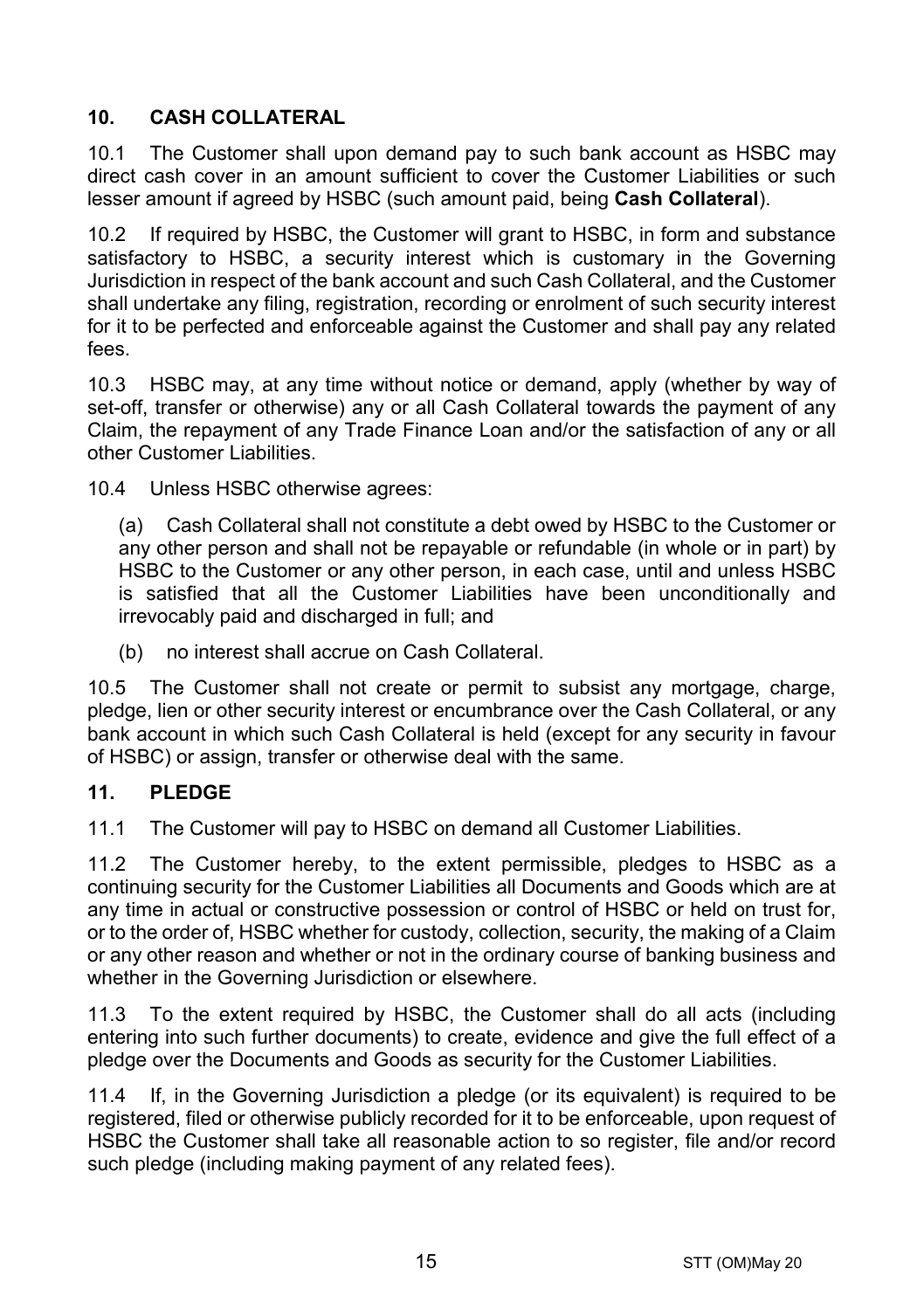## 10. CASH COLLATERAL

10.1 The Customer shall upon demand pay to such bank account as HSBC may direct cash cover in an amount sufficient to cover the Customer Liabilities or such lesser amount if agreed by HSBC (such amount paid, being **Cash Collateral**).

10.2 If required by HSBC, the Customer will grant to HSBC, in form and substance satisfactory to HSBC, a security interest which is customary in the Governing Jurisdiction in respect of the bank account and such Cash Collateral, and the Customer shall undertake any filing, registration, recording or enrolment of such security interest for it to be perfected and enforceable against the Customer and shall pay any related fees.

10.3 HSBC may, at any time without notice or demand, apply (whether by way of set-off, transfer or otherwise) any or all Cash Collateral towards the payment of any Claim, the repayment of any Trade Finance Loan and/or the satisfaction of any or all other Customer Liabilities.

10.4 Unless HSBC otherwise agrees:

(a) Cash Collateral shall not constitute a debt owed by HSBC to the Customer or any other person and shall not be repayable or refundable (in whole or in part) by HSBC to the Customer or any other person, in each case, until and unless HSBC is satisfied that all the Customer Liabilities have been unconditionally and irrevocably paid and discharged in full; and

(b) no interest shall accrue on Cash Collateral.

10.5 The Customer shall not create or permit to subsist any mortgage, charge, pledge, lien or other security interest or encumbrance over the Cash Collateral, or any bank account in which such Cash Collateral is held (except for any security in favour of HSBC) or assign, transfer or otherwise deal with the same.

## 11. PLEDGE

11.1 The Customer will pay to HSBC on demand all Customer Liabilities.

11.2 The Customer hereby, to the extent permissible, pledges to HSBC as a continuing security for the Customer Liabilities all Documents and Goods which are at any time in actual or constructive possession or control of HSBC or held on trust for, or to the order of, HSBC whether for custody, collection, security, the making of a Claim or any other reason and whether or not in the ordinary course of banking business and whether in the Governing Jurisdiction or elsewhere.

11.3 To the extent required by HSBC, the Customer shall do all acts (including entering into such further documents) to create, evidence and give the full effect of a pledge over the Documents and Goods as security for the Customer Liabilities.

11.4 If, in the Governing Jurisdiction a pledge (or its equivalent) is required to be registered, filed or otherwise publicly recorded for it to be enforceable, upon request of HSBC the Customer shall take all reasonable action to so register, file and/or record such pledge (including making payment of any related fees).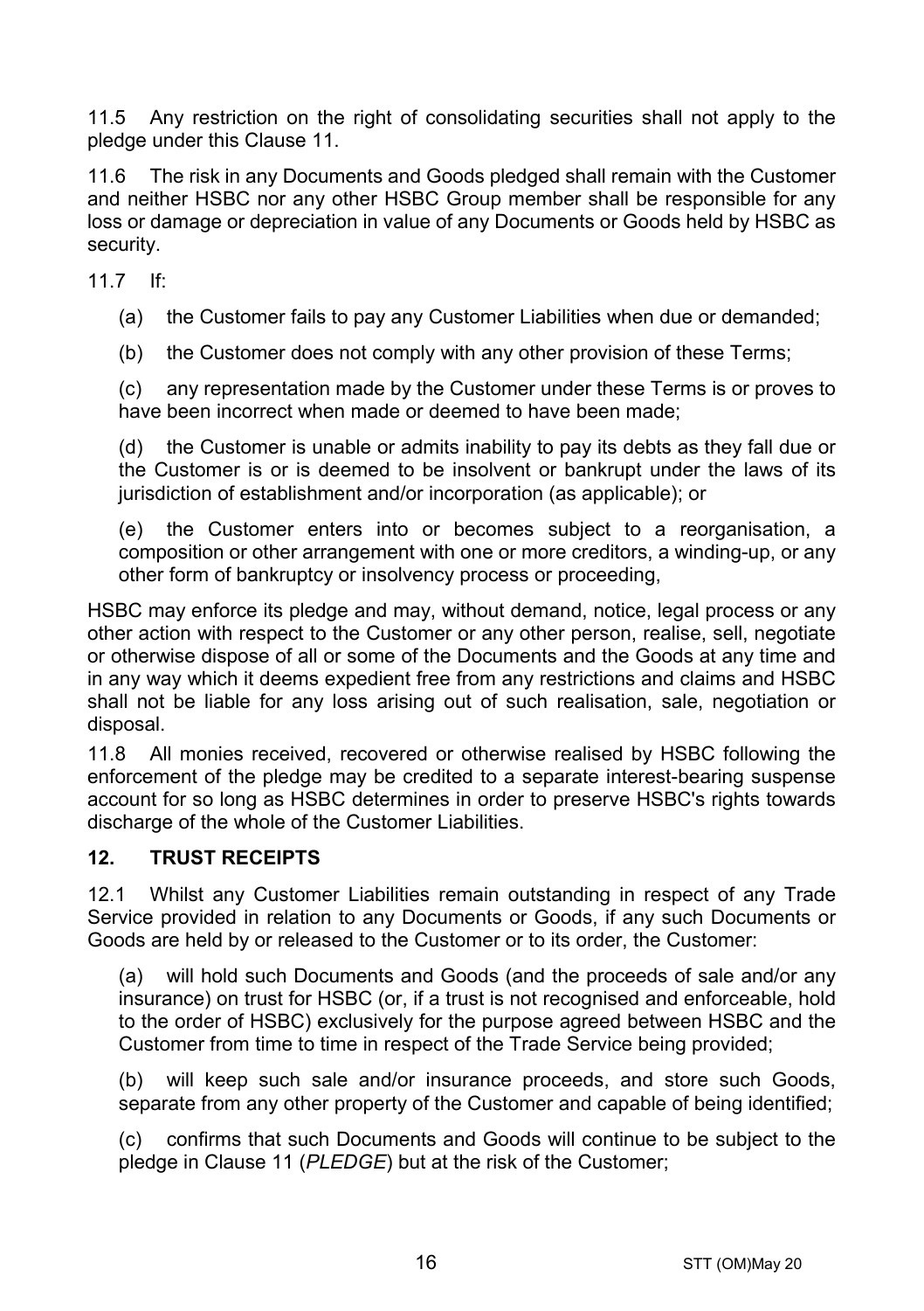11.5 Any restriction on the right of consolidating securities shall not apply to the pledge under this Clause 11.

11.6 The risk in any Documents and Goods pledged shall remain with the Customer and neither HSBC nor any other HSBC Group member shall be responsible for any loss or damage or depreciation in value of any Documents or Goods held by HSBC as security.

11.7 If:

(a) the Customer fails to pay any Customer Liabilities when due or demanded;

(b) the Customer does not comply with any other provision of these Terms;

(c) any representation made by the Customer under these Terms is or proves to have been incorrect when made or deemed to have been made;

(d) the Customer is unable or admits inability to pay its debts as they fall due or the Customer is or is deemed to be insolvent or bankrupt under the laws of its jurisdiction of establishment and/or incorporation (as applicable); or

(e) the Customer enters into or becomes subject to a reorganisation, a composition or other arrangement with one or more creditors, a winding-up, or any other form of bankruptcy or insolvency process or proceeding,

HSBC may enforce its pledge and may, without demand, notice, legal process or any other action with respect to the Customer or any other person, realise, sell, negotiate or otherwise dispose of all or some of the Documents and the Goods at any time and in any way which it deems expedient free from any restrictions and claims and HSBC shall not be liable for any loss arising out of such realisation, sale, negotiation or disposal.

11.8 All monies received, recovered or otherwise realised by HSBC following the enforcement of the pledge may be credited to a separate interest-bearing suspense account for so long as HSBC determines in order to preserve HSBC's rights towards discharge of the whole of the Customer Liabilities.

## 12. TRUST RECEIPTS

12.1 Whilst any Customer Liabilities remain outstanding in respect of any Trade Service provided in relation to any Documents or Goods, if any such Documents or Goods are held by or released to the Customer or to its order, the Customer:

(a) will hold such Documents and Goods (and the proceeds of sale and/or any insurance) on trust for HSBC (or, if a trust is not recognised and enforceable, hold to the order of HSBC) exclusively for the purpose agreed between HSBC and the Customer from time to time in respect of the Trade Service being provided;

(b) will keep such sale and/or insurance proceeds, and store such Goods, separate from any other property of the Customer and capable of being identified;

(c) confirms that such Documents and Goods will continue to be subject to the pledge in Clause 11 (*PLEDGE*) but at the risk of the Customer;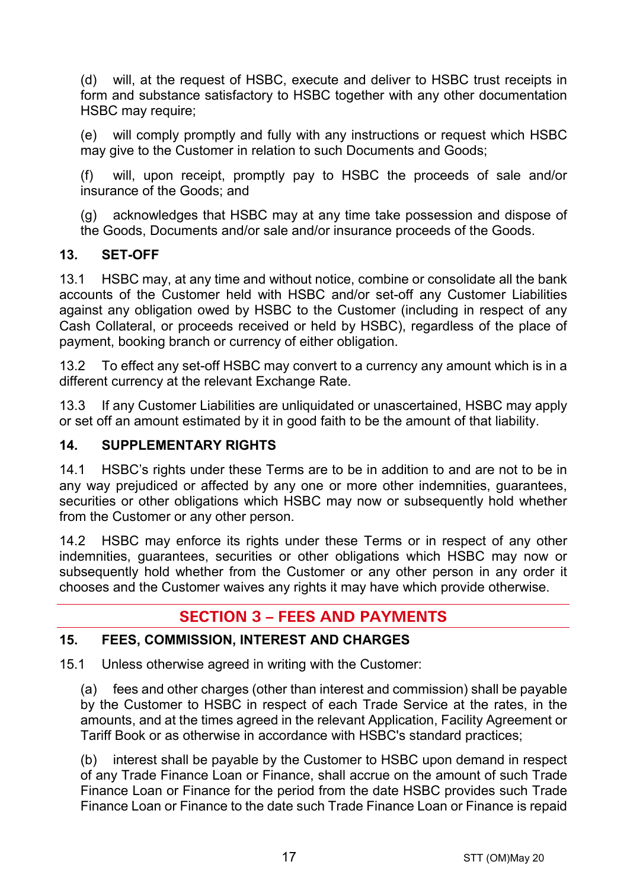(d) will, at the request of HSBC, execute and deliver to HSBC trust receipts in form and substance satisfactory to HSBC together with any other documentation HSBC may require;

(e) will comply promptly and fully with any instructions or request which HSBC may give to the Customer in relation to such Documents and Goods;

(f) will, upon receipt, promptly pay to HSBC the proceeds of sale and/or insurance of the Goods; and

(g) acknowledges that HSBC may at any time take possession and dispose of the Goods, Documents and/or sale and/or insurance proceeds of the Goods.

### 13. SET-OFF

13.1 HSBC may, at any time and without notice, combine or consolidate all the bank accounts of the Customer held with HSBC and/or set-off any Customer Liabilities against any obligation owed by HSBC to the Customer (including in respect of any Cash Collateral, or proceeds received or held by HSBC), regardless of the place of payment, booking branch or currency of either obligation.

13.2 To effect any set-off HSBC may convert to a currency any amount which is in a different currency at the relevant Exchange Rate.

13.3 If any Customer Liabilities are unliquidated or unascertained, HSBC may apply or set off an amount estimated by it in good faith to be the amount of that liability.

### 14. SUPPLEMENTARY RIGHTS

14.1 HSBC's rights under these Terms are to be in addition to and are not to be in any way prejudiced or affected by any one or more other indemnities, guarantees, securities or other obligations which HSBC may now or subsequently hold whether from the Customer or any other person.

14.2 HSBC may enforce its rights under these Terms or in respect of any other indemnities, guarantees, securities or other obligations which HSBC may now or subsequently hold whether from the Customer or any other person in any order it chooses and the Customer waives any rights it may have which provide otherwise.

## SECTION 3 – FEES AND PAYMENTS

### 15. FEES, COMMISSION, INTEREST AND CHARGES

15.1 Unless otherwise agreed in writing with the Customer:

(a) fees and other charges (other than interest and commission) shall be payable by the Customer to HSBC in respect of each Trade Service at the rates, in the amounts, and at the times agreed in the relevant Application, Facility Agreement or Tariff Book or as otherwise in accordance with HSBC's standard practices;

(b) interest shall be payable by the Customer to HSBC upon demand in respect of any Trade Finance Loan or Finance, shall accrue on the amount of such Trade Finance Loan or Finance for the period from the date HSBC provides such Trade Finance Loan or Finance to the date such Trade Finance Loan or Finance is repaid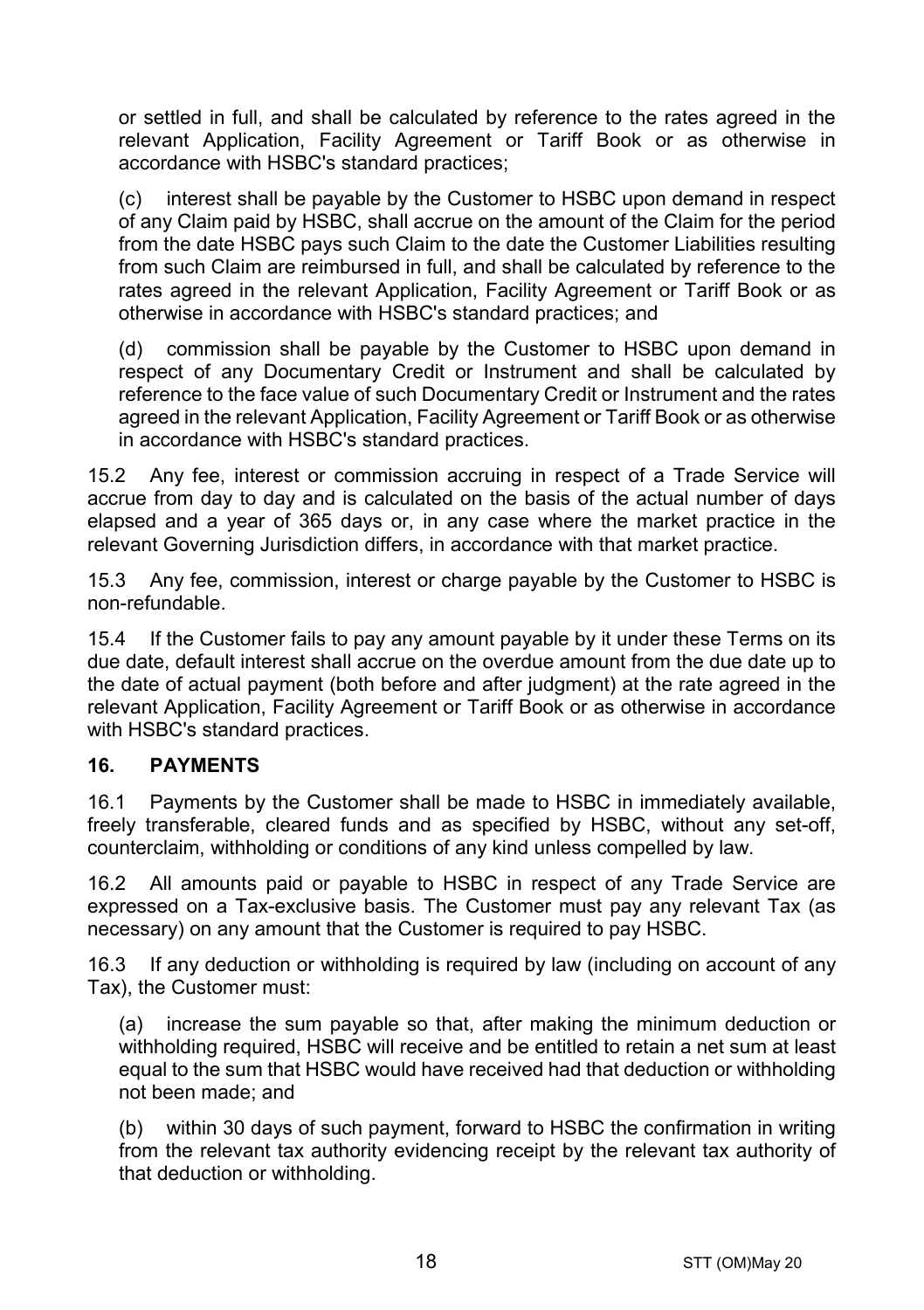or settled in full, and shall be calculated by reference to the rates agreed in the relevant Application, Facility Agreement or Tariff Book or as otherwise in accordance with HSBC's standard practices;

(c) interest shall be payable by the Customer to HSBC upon demand in respect of any Claim paid by HSBC, shall accrue on the amount of the Claim for the period from the date HSBC pays such Claim to the date the Customer Liabilities resulting from such Claim are reimbursed in full, and shall be calculated by reference to the rates agreed in the relevant Application, Facility Agreement or Tariff Book or as otherwise in accordance with HSBC's standard practices; and

(d) commission shall be payable by the Customer to HSBC upon demand in respect of any Documentary Credit or Instrument and shall be calculated by reference to the face value of such Documentary Credit or Instrument and the rates agreed in the relevant Application, Facility Agreement or Tariff Book or as otherwise in accordance with HSBC's standard practices.

15.2 Any fee, interest or commission accruing in respect of a Trade Service will accrue from day to day and is calculated on the basis of the actual number of days elapsed and a year of 365 days or, in any case where the market practice in the relevant Governing Jurisdiction differs, in accordance with that market practice.

15.3 Any fee, commission, interest or charge payable by the Customer to HSBC is non-refundable.

15.4 If the Customer fails to pay any amount payable by it under these Terms on its due date, default interest shall accrue on the overdue amount from the due date up to the date of actual payment (both before and after judgment) at the rate agreed in the relevant Application, Facility Agreement or Tariff Book or as otherwise in accordance with HSBC's standard practices.

## 16. PAYMENTS

16.1 Payments by the Customer shall be made to HSBC in immediately available, freely transferable, cleared funds and as specified by HSBC, without any set-off, counterclaim, withholding or conditions of any kind unless compelled by law.

16.2 All amounts paid or payable to HSBC in respect of any Trade Service are expressed on a Tax-exclusive basis. The Customer must pay any relevant Tax (as necessary) on any amount that the Customer is required to pay HSBC.

16.3 If any deduction or withholding is required by law (including on account of any Tax), the Customer must:

(a) increase the sum payable so that, after making the minimum deduction or withholding required, HSBC will receive and be entitled to retain a net sum at least equal to the sum that HSBC would have received had that deduction or withholding not been made; and

(b) within 30 days of such payment, forward to HSBC the confirmation in writing from the relevant tax authority evidencing receipt by the relevant tax authority of that deduction or withholding.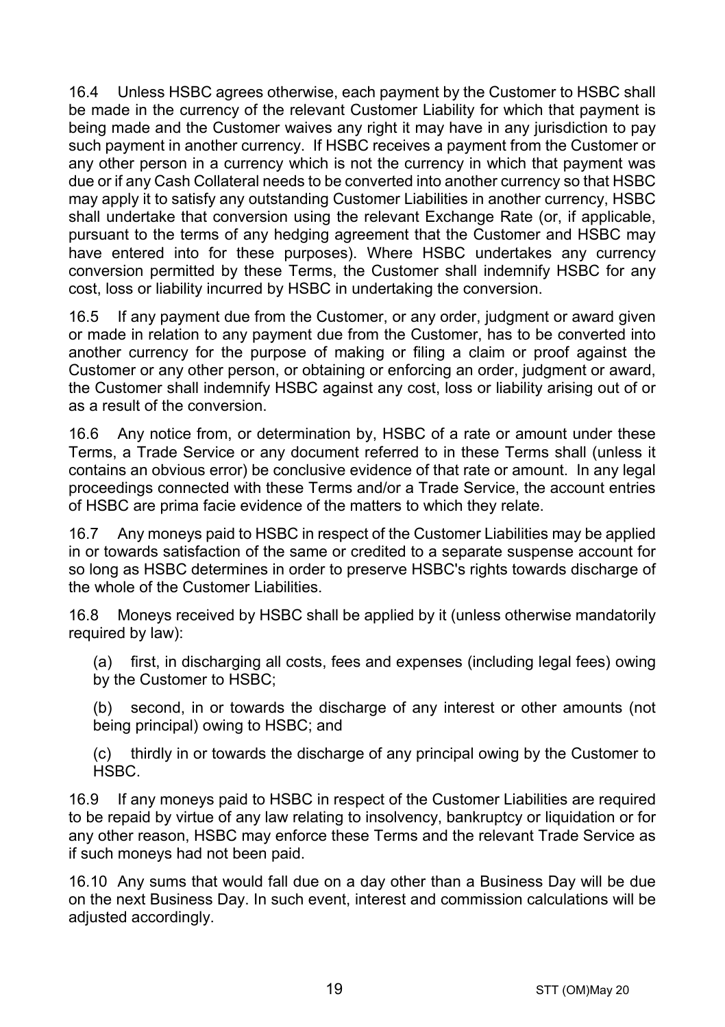16.4 Unless HSBC agrees otherwise, each payment by the Customer to HSBC shall be made in the currency of the relevant Customer Liability for which that payment is being made and the Customer waives any right it may have in any jurisdiction to pay such payment in another currency. If HSBC receives a payment from the Customer or any other person in a currency which is not the currency in which that payment was due or if any Cash Collateral needs to be converted into another currency so that HSBC may apply it to satisfy any outstanding Customer Liabilities in another currency, HSBC shall undertake that conversion using the relevant Exchange Rate (or, if applicable, pursuant to the terms of any hedging agreement that the Customer and HSBC may have entered into for these purposes). Where HSBC undertakes any currency conversion permitted by these Terms, the Customer shall indemnify HSBC for any cost, loss or liability incurred by HSBC in undertaking the conversion.

16.5 If any payment due from the Customer, or any order, judgment or award given or made in relation to any payment due from the Customer, has to be converted into another currency for the purpose of making or filing a claim or proof against the Customer or any other person, or obtaining or enforcing an order, judgment or award, the Customer shall indemnify HSBC against any cost, loss or liability arising out of or as a result of the conversion.

16.6 Any notice from, or determination by, HSBC of a rate or amount under these Terms, a Trade Service or any document referred to in these Terms shall (unless it contains an obvious error) be conclusive evidence of that rate or amount. In any legal proceedings connected with these Terms and/or a Trade Service, the account entries of HSBC are prima facie evidence of the matters to which they relate.

16.7 Any moneys paid to HSBC in respect of the Customer Liabilities may be applied in or towards satisfaction of the same or credited to a separate suspense account for so long as HSBC determines in order to preserve HSBC's rights towards discharge of the whole of the Customer Liabilities.

16.8 Moneys received by HSBC shall be applied by it (unless otherwise mandatorily required by law):

(a) first, in discharging all costs, fees and expenses (including legal fees) owing by the Customer to HSBC;

(b) second, in or towards the discharge of any interest or other amounts (not being principal) owing to HSBC; and

(c) thirdly in or towards the discharge of any principal owing by the Customer to HSBC.

16.9 If any moneys paid to HSBC in respect of the Customer Liabilities are required to be repaid by virtue of any law relating to insolvency, bankruptcy or liquidation or for any other reason, HSBC may enforce these Terms and the relevant Trade Service as if such moneys had not been paid.

16.10 Any sums that would fall due on a day other than a Business Day will be due on the next Business Day. In such event, interest and commission calculations will be adjusted accordingly.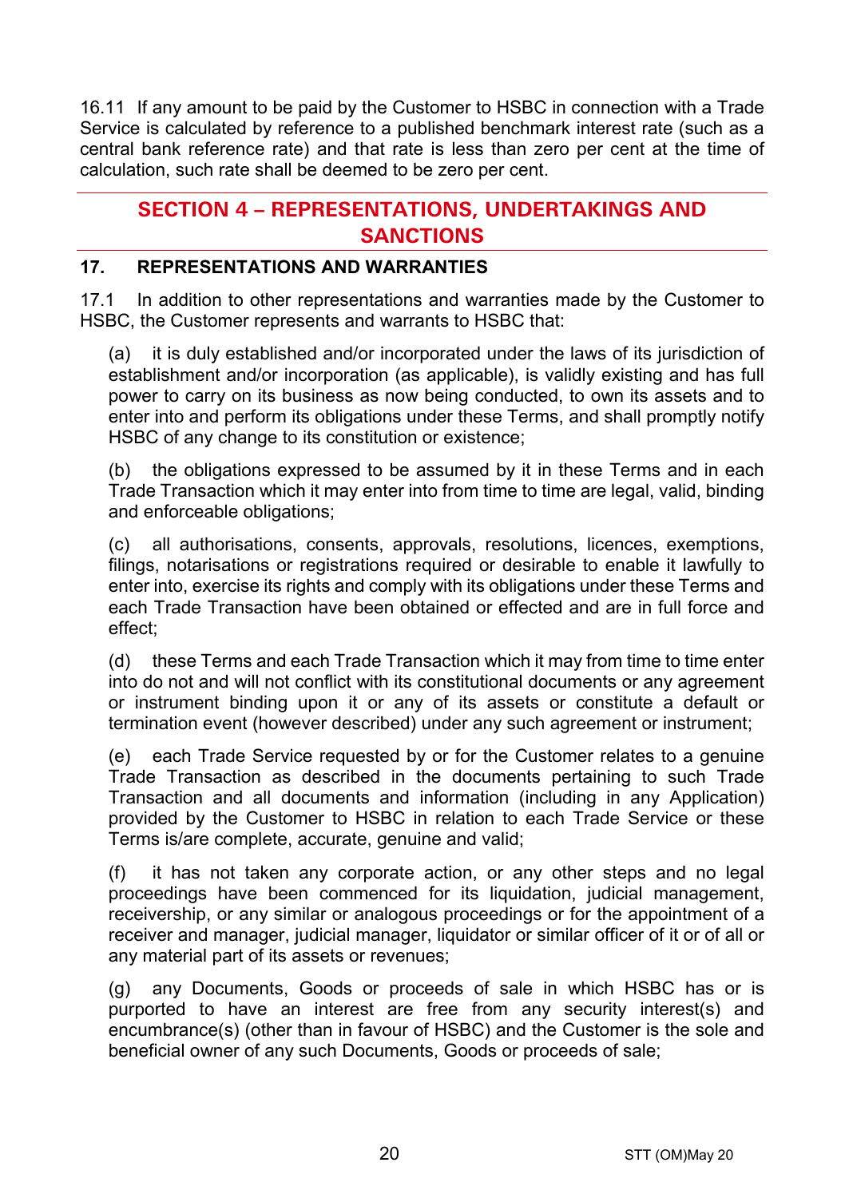16.11 If any amount to be paid by the Customer to HSBC in connection with a Trade Service is calculated by reference to a published benchmark interest rate (such as a central bank reference rate) and that rate is less than zero per cent at the time of calculation, such rate shall be deemed to be zero per cent.

## SECTION 4 – REPRESENTATIONS, UNDERTAKINGS AND SANCTIONS

### 17. REPRESENTATIONS AND WARRANTIES

17.1 In addition to other representations and warranties made by the Customer to HSBC, the Customer represents and warrants to HSBC that:

(a) it is duly established and/or incorporated under the laws of its jurisdiction of establishment and/or incorporation (as applicable), is validly existing and has full power to carry on its business as now being conducted, to own its assets and to enter into and perform its obligations under these Terms, and shall promptly notify HSBC of any change to its constitution or existence;

(b) the obligations expressed to be assumed by it in these Terms and in each Trade Transaction which it may enter into from time to time are legal, valid, binding and enforceable obligations;

(c) all authorisations, consents, approvals, resolutions, licences, exemptions, filings, notarisations or registrations required or desirable to enable it lawfully to enter into, exercise its rights and comply with its obligations under these Terms and each Trade Transaction have been obtained or effected and are in full force and effect;

(d) these Terms and each Trade Transaction which it may from time to time enter into do not and will not conflict with its constitutional documents or any agreement or instrument binding upon it or any of its assets or constitute a default or termination event (however described) under any such agreement or instrument;

(e) each Trade Service requested by or for the Customer relates to a genuine Trade Transaction as described in the documents pertaining to such Trade Transaction and all documents and information (including in any Application) provided by the Customer to HSBC in relation to each Trade Service or these Terms is/are complete, accurate, genuine and valid;

(f) it has not taken any corporate action, or any other steps and no legal proceedings have been commenced for its liquidation, judicial management, receivership, or any similar or analogous proceedings or for the appointment of a receiver and manager, judicial manager, liquidator or similar officer of it or of all or any material part of its assets or revenues;

(g) any Documents, Goods or proceeds of sale in which HSBC has or is purported to have an interest are free from any security interest(s) and encumbrance(s) (other than in favour of HSBC) and the Customer is the sole and beneficial owner of any such Documents, Goods or proceeds of sale;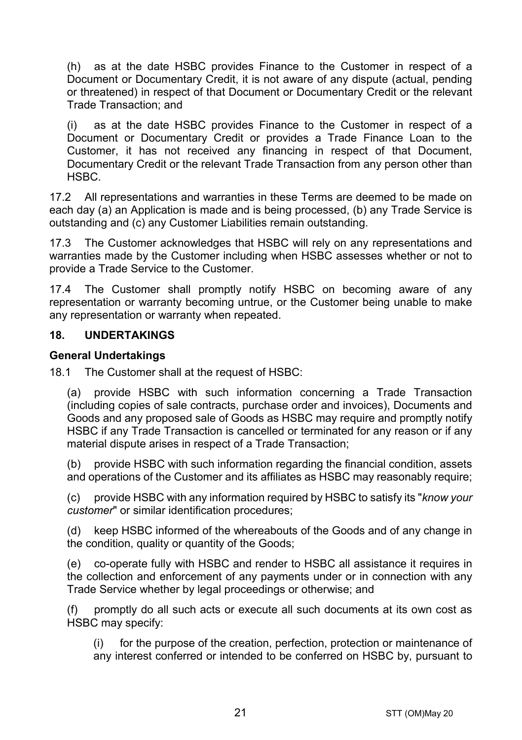(h) as at the date HSBC provides Finance to the Customer in respect of a Document or Documentary Credit, it is not aware of any dispute (actual, pending or threatened) in respect of that Document or Documentary Credit or the relevant Trade Transaction; and

(i) as at the date HSBC provides Finance to the Customer in respect of a Document or Documentary Credit or provides a Trade Finance Loan to the Customer, it has not received any financing in respect of that Document, Documentary Credit or the relevant Trade Transaction from any person other than HSBC.

17.2 All representations and warranties in these Terms are deemed to be made on each day (a) an Application is made and is being processed, (b) any Trade Service is outstanding and (c) any Customer Liabilities remain outstanding.

17.3 The Customer acknowledges that HSBC will rely on any representations and warranties made by the Customer including when HSBC assesses whether or not to provide a Trade Service to the Customer.

17.4 The Customer shall promptly notify HSBC on becoming aware of any representation or warranty becoming untrue, or the Customer being unable to make any representation or warranty when repeated.

## 18. UNDERTAKINGS

**General Undertakings**

18.1 The Customer shall at the request of HSBC:

(a) provide HSBC with such information concerning a Trade Transaction (including copies of sale contracts, purchase order and invoices), Documents and Goods and any proposed sale of Goods as HSBC may require and promptly notify HSBC if any Trade Transaction is cancelled or terminated for any reason or if any material dispute arises in respect of a Trade Transaction;

(b) provide HSBC with such information regarding the financial condition, assets and operations of the Customer and its affiliates as HSBC may reasonably require;

(c) provide HSBC with any information required by HSBC to satisfy its "*know your customer*" or similar identification procedures;

(d) keep HSBC informed of the whereabouts of the Goods and of any change in the condition, quality or quantity of the Goods;

(e) co-operate fully with HSBC and render to HSBC all assistance it requires in the collection and enforcement of any payments under or in connection with any Trade Service whether by legal proceedings or otherwise; and

(f) promptly do all such acts or execute all such documents at its own cost as HSBC may specify:

(i) for the purpose of the creation, perfection, protection or maintenance of any interest conferred or intended to be conferred on HSBC by, pursuant to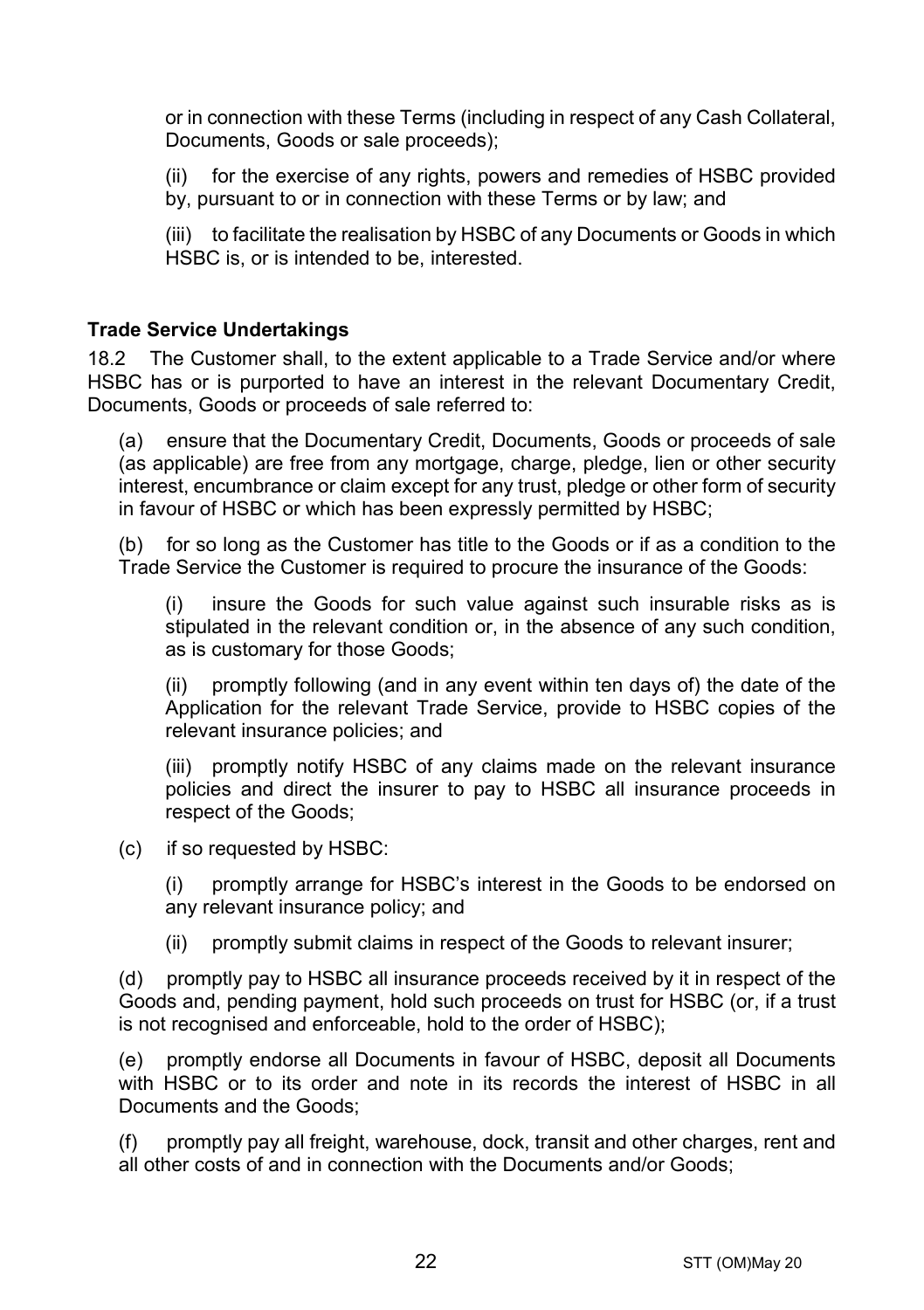or in connection with these Terms (including in respect of any Cash Collateral, Documents, Goods or sale proceeds);

(ii) for the exercise of any rights, powers and remedies of HSBC provided by, pursuant to or in connection with these Terms or by law; and

(iii) to facilitate the realisation by HSBC of any Documents or Goods in which HSBC is, or is intended to be, interested.

**Trade Service Undertakings**

18.2 The Customer shall, to the extent applicable to a Trade Service and/or where HSBC has or is purported to have an interest in the relevant Documentary Credit, Documents, Goods or proceeds of sale referred to:

(a) ensure that the Documentary Credit, Documents, Goods or proceeds of sale (as applicable) are free from any mortgage, charge, pledge, lien or other security interest, encumbrance or claim except for any trust, pledge or other form of security in favour of HSBC or which has been expressly permitted by HSBC;

(b) for so long as the Customer has title to the Goods or if as a condition to the Trade Service the Customer is required to procure the insurance of the Goods:

(i) insure the Goods for such value against such insurable risks as is stipulated in the relevant condition or, in the absence of any such condition, as is customary for those Goods;

(ii) promptly following (and in any event within ten days of) the date of the Application for the relevant Trade Service, provide to HSBC copies of the relevant insurance policies; and

(iii) promptly notify HSBC of any claims made on the relevant insurance policies and direct the insurer to pay to HSBC all insurance proceeds in respect of the Goods;

(c) if so requested by HSBC:

(i) promptly arrange for HSBC's interest in the Goods to be endorsed on any relevant insurance policy; and

(ii) promptly submit claims in respect of the Goods to relevant insurer;

(d) promptly pay to HSBC all insurance proceeds received by it in respect of the Goods and, pending payment, hold such proceeds on trust for HSBC (or, if a trust is not recognised and enforceable, hold to the order of HSBC);

(e) promptly endorse all Documents in favour of HSBC, deposit all Documents with HSBC or to its order and note in its records the interest of HSBC in all Documents and the Goods;

(f) promptly pay all freight, warehouse, dock, transit and other charges, rent and all other costs of and in connection with the Documents and/or Goods;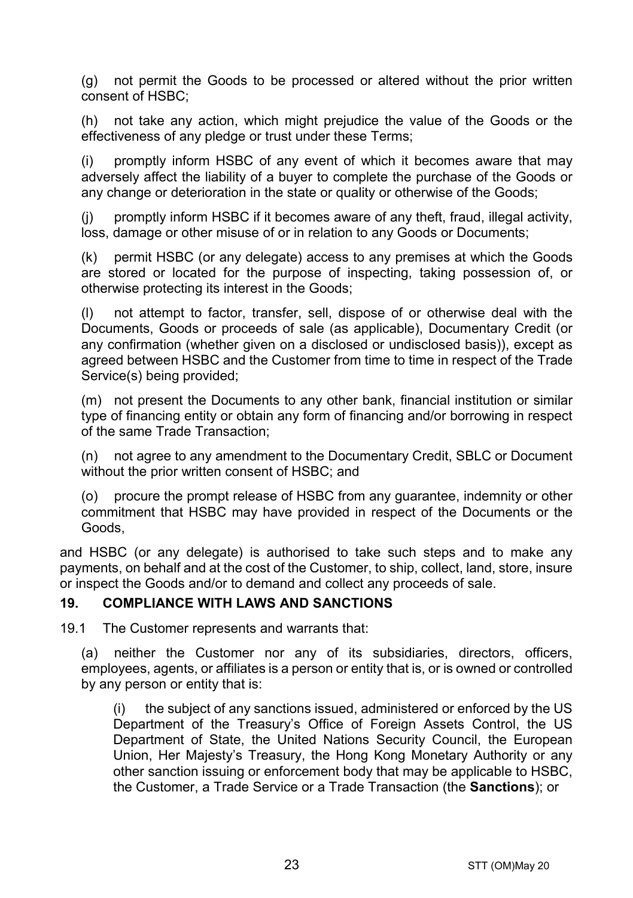(g) not permit the Goods to be processed or altered without the prior written consent of HSBC;

(h) not take any action, which might prejudice the value of the Goods or the effectiveness of any pledge or trust under these Terms;

(i) promptly inform HSBC of any event of which it becomes aware that may adversely affect the liability of a buyer to complete the purchase of the Goods or any change or deterioration in the state or quality or otherwise of the Goods;

(j) promptly inform HSBC if it becomes aware of any theft, fraud, illegal activity, loss, damage or other misuse of or in relation to any Goods or Documents;

(k) permit HSBC (or any delegate) access to any premises at which the Goods are stored or located for the purpose of inspecting, taking possession of, or otherwise protecting its interest in the Goods;

(l) not attempt to factor, transfer, sell, dispose of or otherwise deal with the Documents, Goods or proceeds of sale (as applicable), Documentary Credit (or any confirmation (whether given on a disclosed or undisclosed basis)), except as agreed between HSBC and the Customer from time to time in respect of the Trade Service(s) being provided;

(m) not present the Documents to any other bank, financial institution or similar type of financing entity or obtain any form of financing and/or borrowing in respect of the same Trade Transaction;

(n) not agree to any amendment to the Documentary Credit, SBLC or Document without the prior written consent of HSBC; and

(o) procure the prompt release of HSBC from any guarantee, indemnity or other commitment that HSBC may have provided in respect of the Documents or the Goods,

and HSBC (or any delegate) is authorised to take such steps and to make any payments, on behalf and at the cost of the Customer, to ship, collect, land, store, insure or inspect the Goods and/or to demand and collect any proceeds of sale.

## 19. COMPLIANCE WITH LAWS AND SANCTIONS

19.1 The Customer represents and warrants that:

(a) neither the Customer nor any of its subsidiaries, directors, officers, employees, agents, or affiliates is a person or entity that is, or is owned or controlled by any person or entity that is:

(i) the subject of any sanctions issued, administered or enforced by the US Department of the Treasury's Office of Foreign Assets Control, the US Department of State, the United Nations Security Council, the European Union, Her Majesty's Treasury, the Hong Kong Monetary Authority or any other sanction issuing or enforcement body that may be applicable to HSBC, the Customer, a Trade Service or a Trade Transaction (the **Sanctions**); or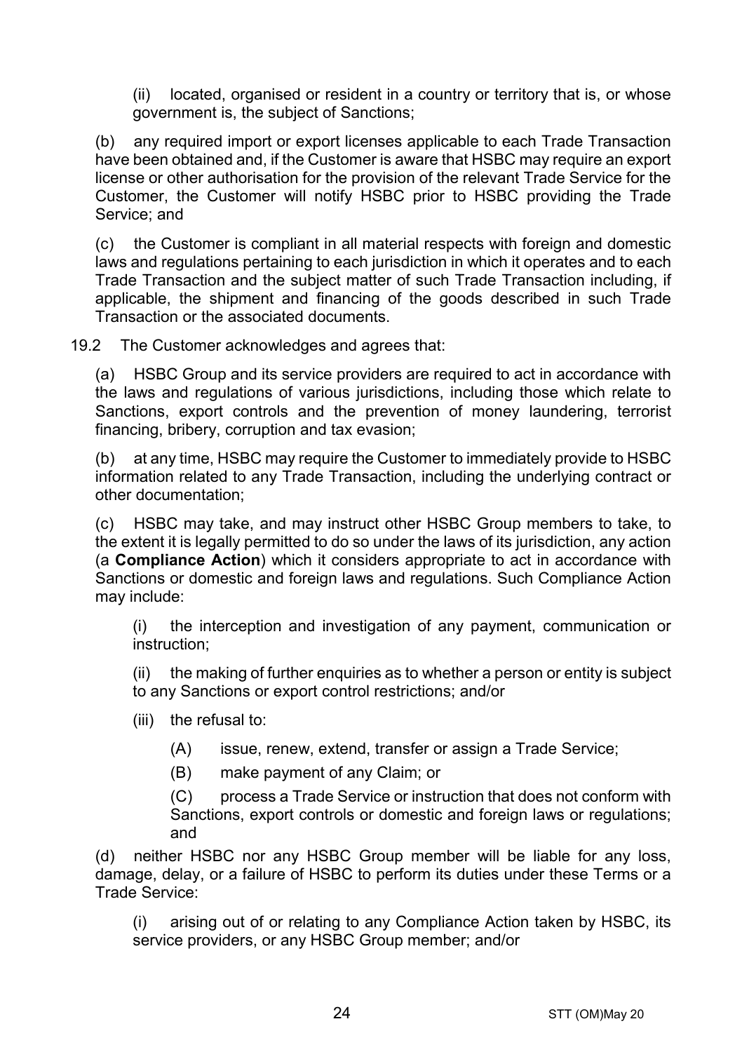(ii) located, organised or resident in a country or territory that is, or whose government is, the subject of Sanctions;

(b) any required import or export licenses applicable to each Trade Transaction have been obtained and, if the Customer is aware that HSBC may require an export license or other authorisation for the provision of the relevant Trade Service for the Customer, the Customer will notify HSBC prior to HSBC providing the Trade Service; and

(c) the Customer is compliant in all material respects with foreign and domestic laws and regulations pertaining to each jurisdiction in which it operates and to each Trade Transaction and the subject matter of such Trade Transaction including, if applicable, the shipment and financing of the goods described in such Trade Transaction or the associated documents.

19.2 The Customer acknowledges and agrees that:

(a) HSBC Group and its service providers are required to act in accordance with the laws and regulations of various jurisdictions, including those which relate to Sanctions, export controls and the prevention of money laundering, terrorist financing, bribery, corruption and tax evasion;

(b) at any time, HSBC may require the Customer to immediately provide to HSBC information related to any Trade Transaction, including the underlying contract or other documentation;

(c) HSBC may take, and may instruct other HSBC Group members to take, to the extent it is legally permitted to do so under the laws of its jurisdiction, any action (a **Compliance Action**) which it considers appropriate to act in accordance with Sanctions or domestic and foreign laws and regulations. Such Compliance Action may include:

(i) the interception and investigation of any payment, communication or instruction;

(ii) the making of further enquiries as to whether a person or entity is subject to any Sanctions or export control restrictions; and/or

(iii) the refusal to:

(A) issue, renew, extend, transfer or assign a Trade Service;

(B) make payment of any Claim; or

(C) process a Trade Service or instruction that does not conform with Sanctions, export controls or domestic and foreign laws or regulations; and

(d) neither HSBC nor any HSBC Group member will be liable for any loss, damage, delay, or a failure of HSBC to perform its duties under these Terms or a Trade Service:

(i) arising out of or relating to any Compliance Action taken by HSBC, its service providers, or any HSBC Group member; and/or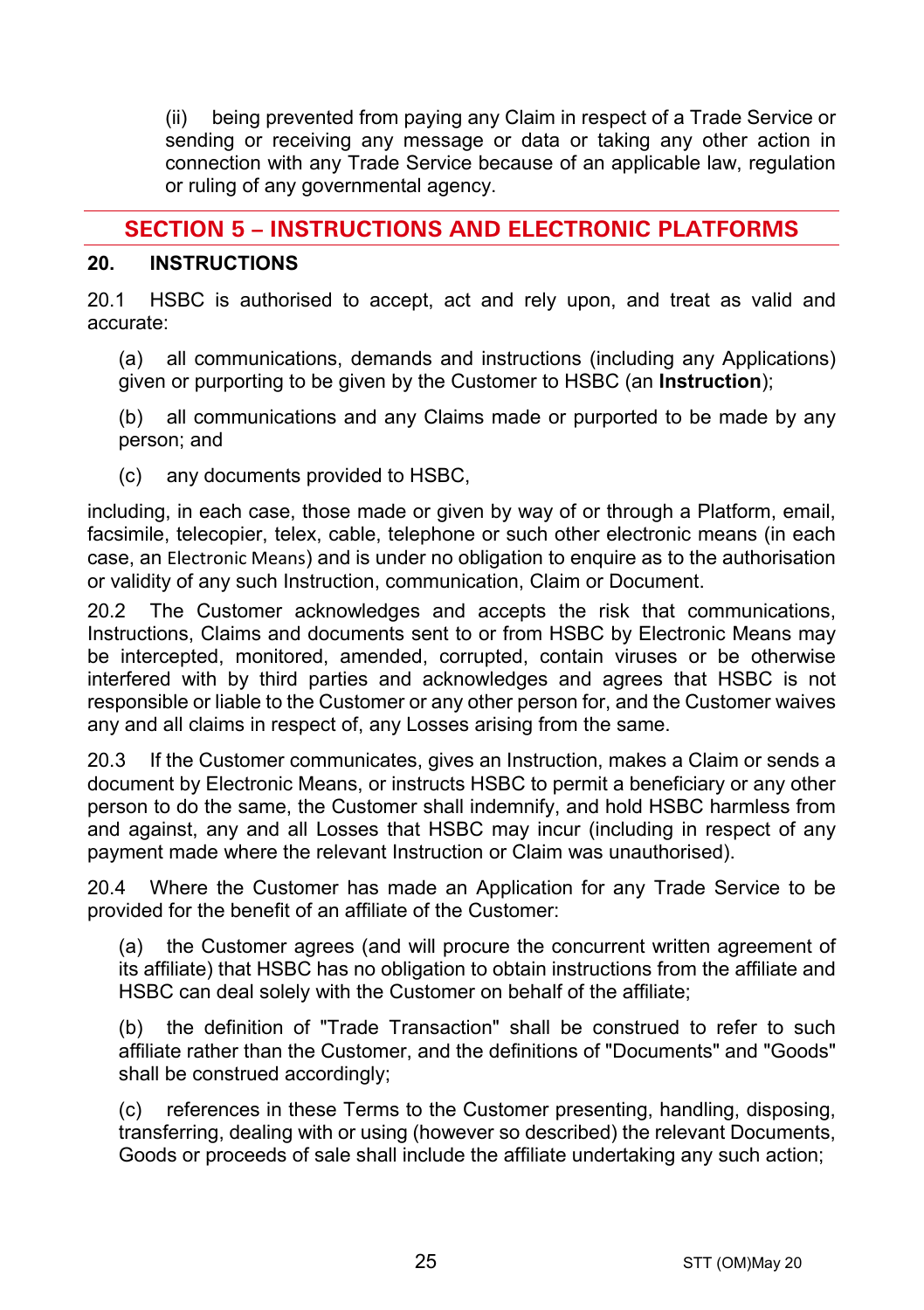(ii) being prevented from paying any Claim in respect of a Trade Service or sending or receiving any message or data or taking any other action in connection with any Trade Service because of an applicable law, regulation or ruling of any governmental agency.

## SECTION 5 – INSTRUCTIONS AND ELECTRONIC PLATFORMS

### 20. INSTRUCTIONS

20.1 HSBC is authorised to accept, act and rely upon, and treat as valid and accurate:

(a) all communications, demands and instructions (including any Applications) given or purporting to be given by the Customer to HSBC (an **Instruction**);

(b) all communications and any Claims made or purported to be made by any person; and

(c) any documents provided to HSBC,

including, in each case, those made or given by way of or through a Platform, email, facsimile, telecopier, telex, cable, telephone or such other electronic means (in each case, an Electronic Means) and is under no obligation to enquire as to the authorisation or validity of any such Instruction, communication, Claim or Document.

20.2 The Customer acknowledges and accepts the risk that communications, Instructions, Claims and documents sent to or from HSBC by Electronic Means may be intercepted, monitored, amended, corrupted, contain viruses or be otherwise interfered with by third parties and acknowledges and agrees that HSBC is not responsible or liable to the Customer or any other person for, and the Customer waives any and all claims in respect of, any Losses arising from the same.

20.3 If the Customer communicates, gives an Instruction, makes a Claim or sends a document by Electronic Means, or instructs HSBC to permit a beneficiary or any other person to do the same, the Customer shall indemnify, and hold HSBC harmless from and against, any and all Losses that HSBC may incur (including in respect of any payment made where the relevant Instruction or Claim was unauthorised).

20.4 Where the Customer has made an Application for any Trade Service to be provided for the benefit of an affiliate of the Customer:

(a) the Customer agrees (and will procure the concurrent written agreement of its affiliate) that HSBC has no obligation to obtain instructions from the affiliate and HSBC can deal solely with the Customer on behalf of the affiliate;

(b) the definition of "Trade Transaction" shall be construed to refer to such affiliate rather than the Customer, and the definitions of "Documents" and "Goods" shall be construed accordingly;

(c) references in these Terms to the Customer presenting, handling, disposing, transferring, dealing with or using (however so described) the relevant Documents, Goods or proceeds of sale shall include the affiliate undertaking any such action;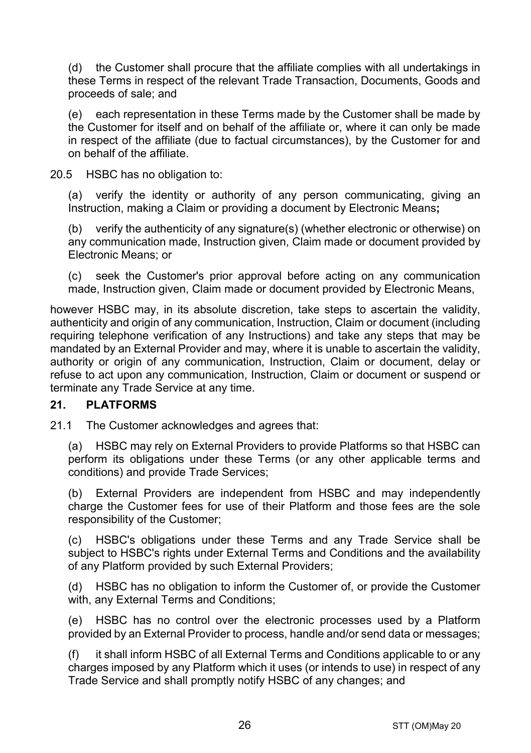(d) the Customer shall procure that the affiliate complies with all undertakings in these Terms in respect of the relevant Trade Transaction, Documents, Goods and proceeds of sale; and

(e) each representation in these Terms made by the Customer shall be made by the Customer for itself and on behalf of the affiliate or, where it can only be made in respect of the affiliate (due to factual circumstances), by the Customer for and on behalf of the affiliate.

20.5 HSBC has no obligation to:

(a) verify the identity or authority of any person communicating, giving an Instruction, making a Claim or providing a document by Electronic Means**;**

(b) verify the authenticity of any signature(s) (whether electronic or otherwise) on any communication made, Instruction given, Claim made or document provided by Electronic Means; or

(c) seek the Customer's prior approval before acting on any communication made, Instruction given, Claim made or document provided by Electronic Means,

however HSBC may, in its absolute discretion, take steps to ascertain the validity, authenticity and origin of any communication, Instruction, Claim or document (including requiring telephone verification of any Instructions) and take any steps that may be mandated by an External Provider and may, where it is unable to ascertain the validity, authority or origin of any communication, Instruction, Claim or document, delay or refuse to act upon any communication, Instruction, Claim or document or suspend or terminate any Trade Service at any time.

## 21. PLATFORMS

21.1 The Customer acknowledges and agrees that:

(a) HSBC may rely on External Providers to provide Platforms so that HSBC can perform its obligations under these Terms (or any other applicable terms and conditions) and provide Trade Services;

(b) External Providers are independent from HSBC and may independently charge the Customer fees for use of their Platform and those fees are the sole responsibility of the Customer;

(c) HSBC's obligations under these Terms and any Trade Service shall be subject to HSBC's rights under External Terms and Conditions and the availability of any Platform provided by such External Providers;

(d) HSBC has no obligation to inform the Customer of, or provide the Customer with, any External Terms and Conditions;

(e) HSBC has no control over the electronic processes used by a Platform provided by an External Provider to process, handle and/or send data or messages;

(f) it shall inform HSBC of all External Terms and Conditions applicable to or any charges imposed by any Platform which it uses (or intends to use) in respect of any Trade Service and shall promptly notify HSBC of any changes; and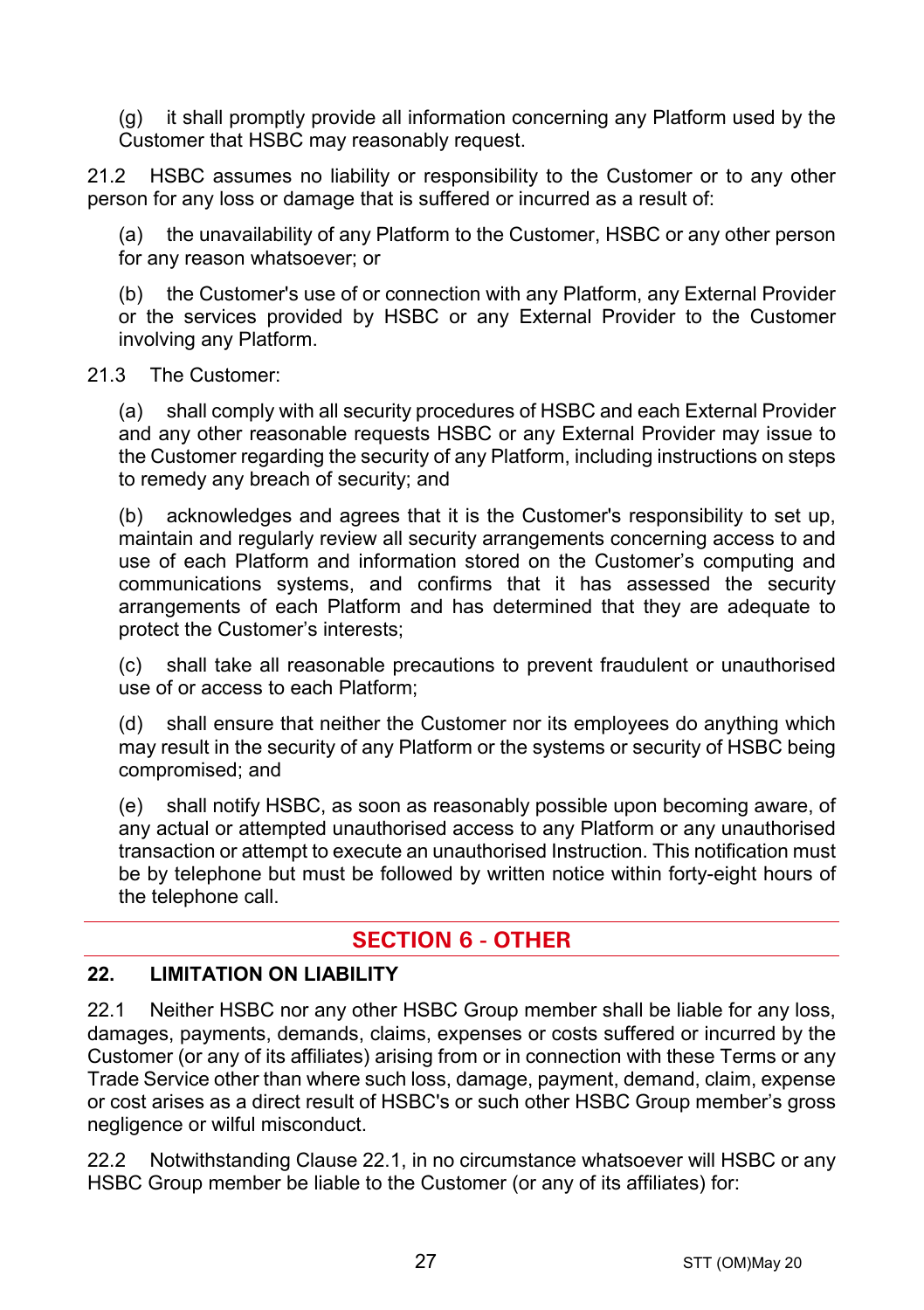(g) it shall promptly provide all information concerning any Platform used by the Customer that HSBC may reasonably request.

21.2 HSBC assumes no liability or responsibility to the Customer or to any other person for any loss or damage that is suffered or incurred as a result of:

(a) the unavailability of any Platform to the Customer, HSBC or any other person for any reason whatsoever; or

(b) the Customer's use of or connection with any Platform, any External Provider or the services provided by HSBC or any External Provider to the Customer involving any Platform.

21.3 The Customer:

(a) shall comply with all security procedures of HSBC and each External Provider and any other reasonable requests HSBC or any External Provider may issue to the Customer regarding the security of any Platform, including instructions on steps to remedy any breach of security; and

(b) acknowledges and agrees that it is the Customer's responsibility to set up, maintain and regularly review all security arrangements concerning access to and use of each Platform and information stored on the Customer's computing and communications systems, and confirms that it has assessed the security arrangements of each Platform and has determined that they are adequate to protect the Customer's interests;

(c) shall take all reasonable precautions to prevent fraudulent or unauthorised use of or access to each Platform;

(d) shall ensure that neither the Customer nor its employees do anything which may result in the security of any Platform or the systems or security of HSBC being compromised; and

(e) shall notify HSBC, as soon as reasonably possible upon becoming aware, of any actual or attempted unauthorised access to any Platform or any unauthorised transaction or attempt to execute an unauthorised Instruction. This notification must be by telephone but must be followed by written notice within forty-eight hours of the telephone call.

## SECTION 6 - OTHER

### 22. LIMITATION ON LIABILITY

22.1 Neither HSBC nor any other HSBC Group member shall be liable for any loss, damages, payments, demands, claims, expenses or costs suffered or incurred by the Customer (or any of its affiliates) arising from or in connection with these Terms or any Trade Service other than where such loss, damage, payment, demand, claim, expense or cost arises as a direct result of HSBC's or such other HSBC Group member's gross negligence or wilful misconduct.

22.2 Notwithstanding Clause 22.1, in no circumstance whatsoever will HSBC or any HSBC Group member be liable to the Customer (or any of its affiliates) for: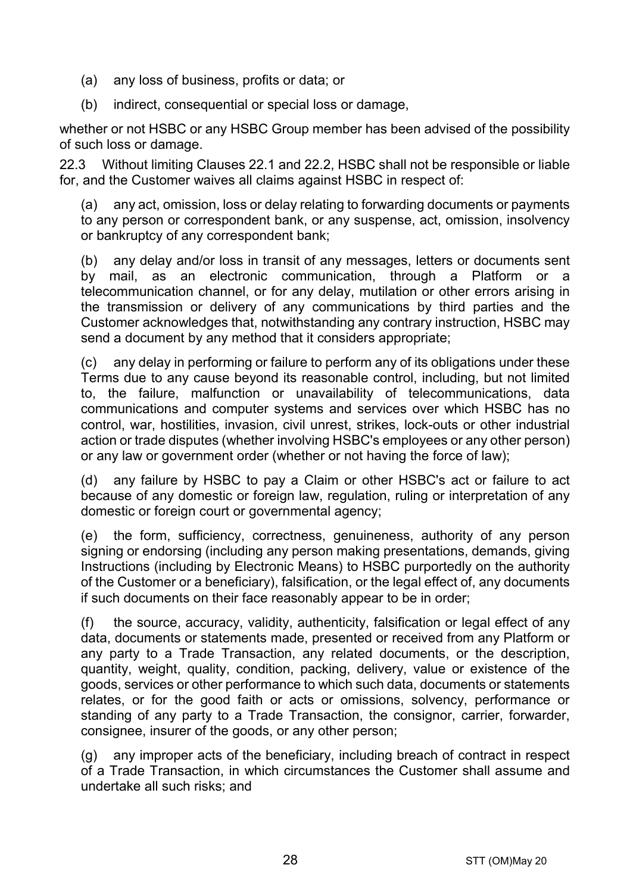(a) any loss of business, profits or data; or

(b) indirect, consequential or special loss or damage,

whether or not HSBC or any HSBC Group member has been advised of the possibility of such loss or damage.

22.3 Without limiting Clauses 22.1 and 22.2, HSBC shall not be responsible or liable for, and the Customer waives all claims against HSBC in respect of:

(a) any act, omission, loss or delay relating to forwarding documents or payments to any person or correspondent bank, or any suspense, act, omission, insolvency or bankruptcy of any correspondent bank;

(b) any delay and/or loss in transit of any messages, letters or documents sent by mail, as an electronic communication, through a Platform or a telecommunication channel, or for any delay, mutilation or other errors arising in the transmission or delivery of any communications by third parties and the Customer acknowledges that, notwithstanding any contrary instruction, HSBC may send a document by any method that it considers appropriate;

(c) any delay in performing or failure to perform any of its obligations under these Terms due to any cause beyond its reasonable control, including, but not limited to, the failure, malfunction or unavailability of telecommunications, data communications and computer systems and services over which HSBC has no control, war, hostilities, invasion, civil unrest, strikes, lock-outs or other industrial action or trade disputes (whether involving HSBC's employees or any other person) or any law or government order (whether or not having the force of law);

(d) any failure by HSBC to pay a Claim or other HSBC's act or failure to act because of any domestic or foreign law, regulation, ruling or interpretation of any domestic or foreign court or governmental agency;

(e) the form, sufficiency, correctness, genuineness, authority of any person signing or endorsing (including any person making presentations, demands, giving Instructions (including by Electronic Means) to HSBC purportedly on the authority of the Customer or a beneficiary), falsification, or the legal effect of, any documents if such documents on their face reasonably appear to be in order;

(f) the source, accuracy, validity, authenticity, falsification or legal effect of any data, documents or statements made, presented or received from any Platform or any party to a Trade Transaction, any related documents, or the description, quantity, weight, quality, condition, packing, delivery, value or existence of the goods, services or other performance to which such data, documents or statements relates, or for the good faith or acts or omissions, solvency, performance or standing of any party to a Trade Transaction, the consignor, carrier, forwarder, consignee, insurer of the goods, or any other person;

(g) any improper acts of the beneficiary, including breach of contract in respect of a Trade Transaction, in which circumstances the Customer shall assume and undertake all such risks; and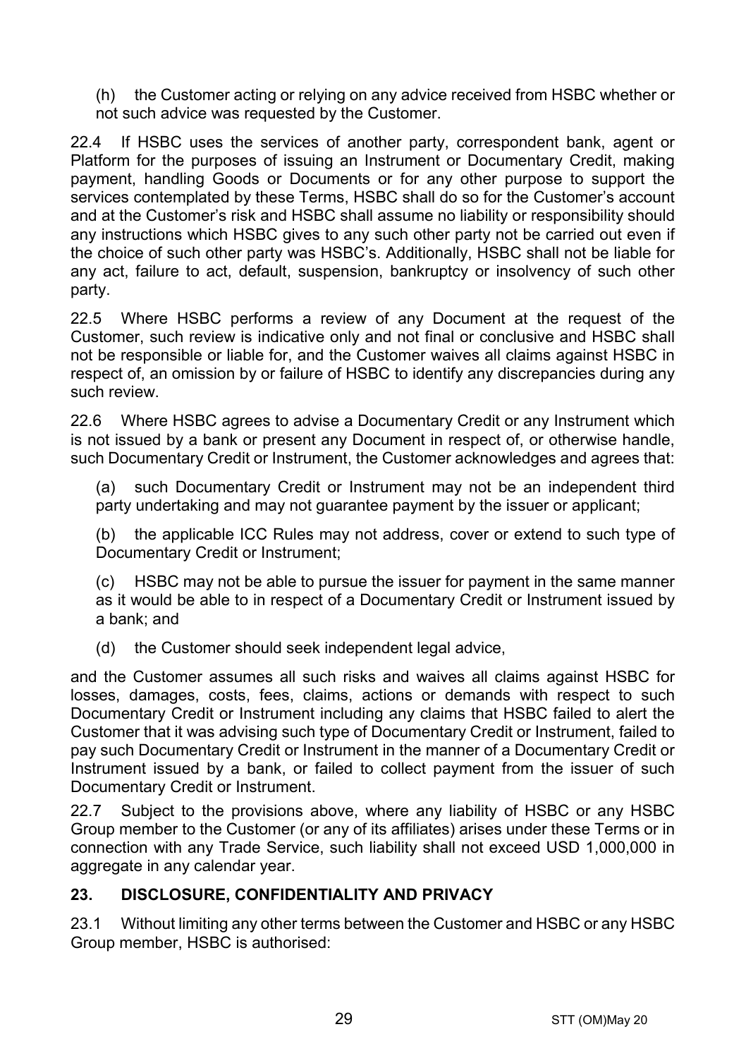(h) the Customer acting or relying on any advice received from HSBC whether or not such advice was requested by the Customer.

22.4 If HSBC uses the services of another party, correspondent bank, agent or Platform for the purposes of issuing an Instrument or Documentary Credit, making payment, handling Goods or Documents or for any other purpose to support the services contemplated by these Terms, HSBC shall do so for the Customer's account and at the Customer's risk and HSBC shall assume no liability or responsibility should any instructions which HSBC gives to any such other party not be carried out even if the choice of such other party was HSBC's. Additionally, HSBC shall not be liable for any act, failure to act, default, suspension, bankruptcy or insolvency of such other party.

22.5 Where HSBC performs a review of any Document at the request of the Customer, such review is indicative only and not final or conclusive and HSBC shall not be responsible or liable for, and the Customer waives all claims against HSBC in respect of, an omission by or failure of HSBC to identify any discrepancies during any such review.

22.6 Where HSBC agrees to advise a Documentary Credit or any Instrument which is not issued by a bank or present any Document in respect of, or otherwise handle, such Documentary Credit or Instrument, the Customer acknowledges and agrees that:

(a) such Documentary Credit or Instrument may not be an independent third party undertaking and may not guarantee payment by the issuer or applicant;

(b) the applicable ICC Rules may not address, cover or extend to such type of Documentary Credit or Instrument;

(c) HSBC may not be able to pursue the issuer for payment in the same manner as it would be able to in respect of a Documentary Credit or Instrument issued by a bank; and

(d) the Customer should seek independent legal advice,

and the Customer assumes all such risks and waives all claims against HSBC for losses, damages, costs, fees, claims, actions or demands with respect to such Documentary Credit or Instrument including any claims that HSBC failed to alert the Customer that it was advising such type of Documentary Credit or Instrument, failed to pay such Documentary Credit or Instrument in the manner of a Documentary Credit or Instrument issued by a bank, or failed to collect payment from the issuer of such Documentary Credit or Instrument.

22.7 Subject to the provisions above, where any liability of HSBC or any HSBC Group member to the Customer (or any of its affiliates) arises under these Terms or in connection with any Trade Service, such liability shall not exceed USD 1,000,000 in aggregate in any calendar year.

## 23. DISCLOSURE, CONFIDENTIALITY AND PRIVACY

23.1 Without limiting any other terms between the Customer and HSBC or any HSBC Group member, HSBC is authorised: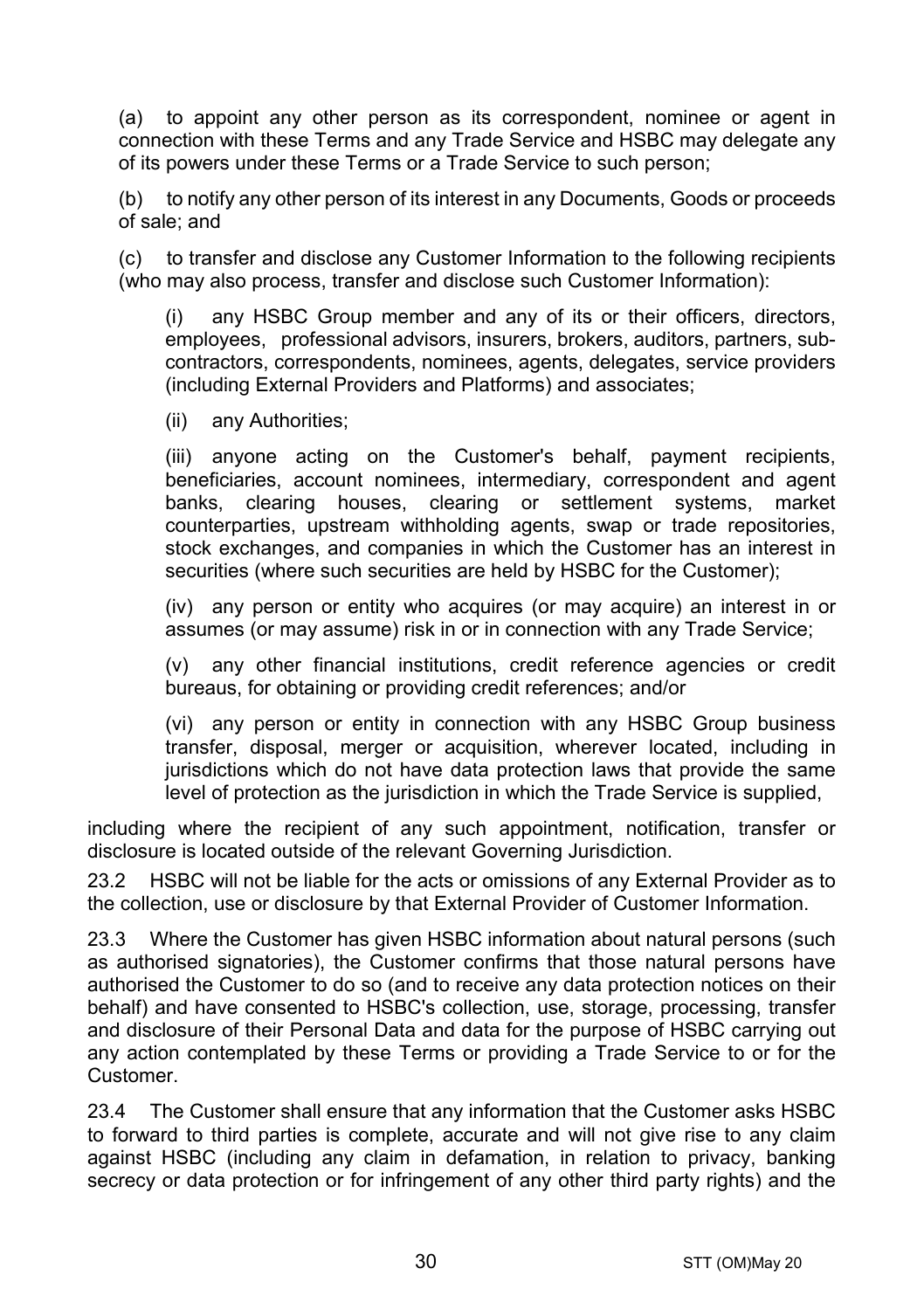(a) to appoint any other person as its correspondent, nominee or agent in connection with these Terms and any Trade Service and HSBC may delegate any of its powers under these Terms or a Trade Service to such person;

(b) to notify any other person of its interest in any Documents, Goods or proceeds of sale; and

(c) to transfer and disclose any Customer Information to the following recipients (who may also process, transfer and disclose such Customer Information):

> (i) any HSBC Group member and any of its or their officers, directors, employees, professional advisors, insurers, brokers, auditors, partners, sub-contractors, correspondents, nominees, agents, delegates, service providers (including External Providers and Platforms) and associates;
>
> (ii) any Authorities;
>
> (iii) anyone acting on the Customer's behalf, payment recipients, beneficiaries, account nominees, intermediary, correspondent and agent banks, clearing houses, clearing or settlement systems, market counterparties, upstream withholding agents, swap or trade repositories, stock exchanges, and companies in which the Customer has an interest in securities (where such securities are held by HSBC for the Customer);
>
> (iv) any person or entity who acquires (or may acquire) an interest in or assumes (or may assume) risk in or in connection with any Trade Service;
>
> (v) any other financial institutions, credit reference agencies or credit bureaus, for obtaining or providing credit references; and/or
>
> (vi) any person or entity in connection with any HSBC Group business transfer, disposal, merger or acquisition, wherever located, including in jurisdictions which do not have data protection laws that provide the same level of protection as the jurisdiction in which the Trade Service is supplied,

including where the recipient of any such appointment, notification, transfer or disclosure is located outside of the relevant Governing Jurisdiction.

23.2 HSBC will not be liable for the acts or omissions of any External Provider as to the collection, use or disclosure by that External Provider of Customer Information.

23.3 Where the Customer has given HSBC information about natural persons (such as authorised signatories), the Customer confirms that those natural persons have authorised the Customer to do so (and to receive any data protection notices on their behalf) and have consented to HSBC's collection, use, storage, processing, transfer and disclosure of their Personal Data and data for the purpose of HSBC carrying out any action contemplated by these Terms or providing a Trade Service to or for the Customer.

23.4 The Customer shall ensure that any information that the Customer asks HSBC to forward to third parties is complete, accurate and will not give rise to any claim against HSBC (including any claim in defamation, in relation to privacy, banking secrecy or data protection or for infringement of any other third party rights) and the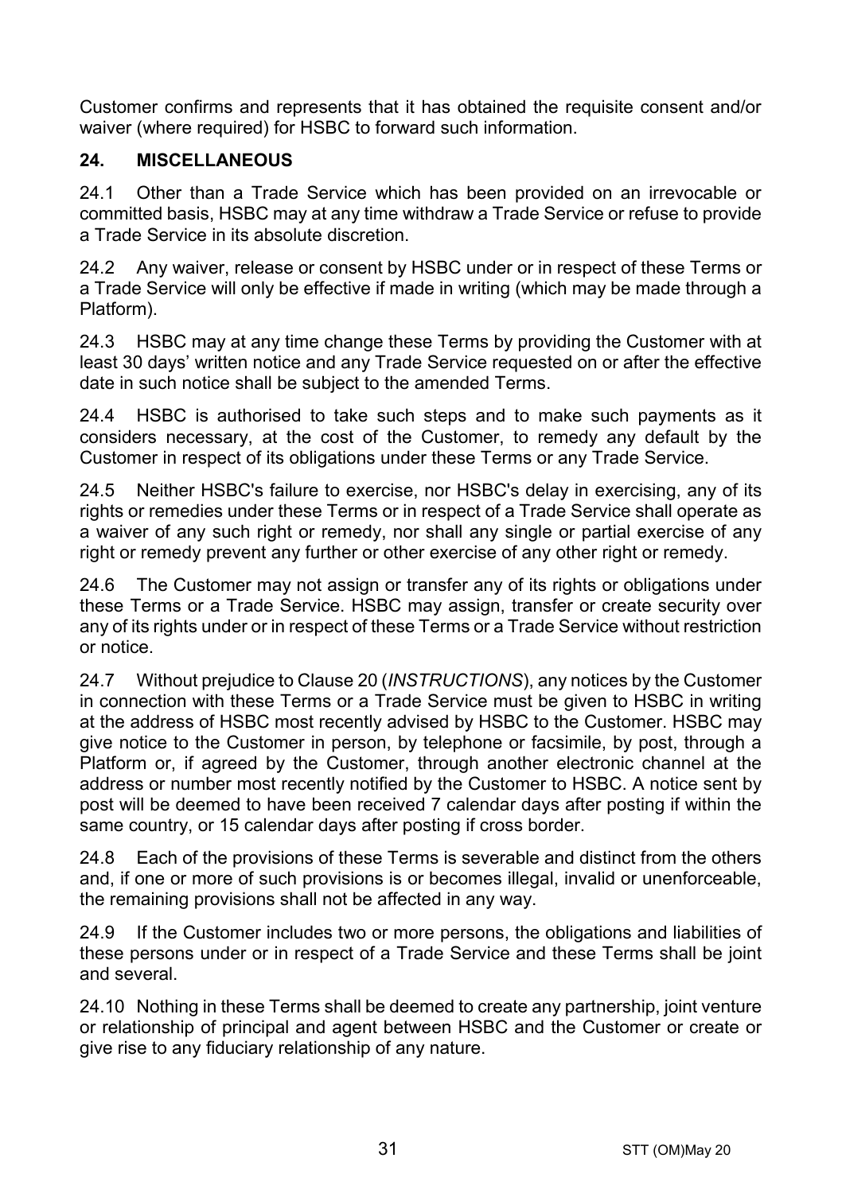Customer confirms and represents that it has obtained the requisite consent and/or waiver (where required) for HSBC to forward such information.

## 24. MISCELLANEOUS

24.1 Other than a Trade Service which has been provided on an irrevocable or committed basis, HSBC may at any time withdraw a Trade Service or refuse to provide a Trade Service in its absolute discretion.

24.2 Any waiver, release or consent by HSBC under or in respect of these Terms or a Trade Service will only be effective if made in writing (which may be made through a Platform).

24.3 HSBC may at any time change these Terms by providing the Customer with at least 30 days' written notice and any Trade Service requested on or after the effective date in such notice shall be subject to the amended Terms.

24.4 HSBC is authorised to take such steps and to make such payments as it considers necessary, at the cost of the Customer, to remedy any default by the Customer in respect of its obligations under these Terms or any Trade Service.

24.5 Neither HSBC's failure to exercise, nor HSBC's delay in exercising, any of its rights or remedies under these Terms or in respect of a Trade Service shall operate as a waiver of any such right or remedy, nor shall any single or partial exercise of any right or remedy prevent any further or other exercise of any other right or remedy.

24.6 The Customer may not assign or transfer any of its rights or obligations under these Terms or a Trade Service. HSBC may assign, transfer or create security over any of its rights under or in respect of these Terms or a Trade Service without restriction or notice.

24.7 Without prejudice to Clause 20 (*INSTRUCTIONS*), any notices by the Customer in connection with these Terms or a Trade Service must be given to HSBC in writing at the address of HSBC most recently advised by HSBC to the Customer. HSBC may give notice to the Customer in person, by telephone or facsimile, by post, through a Platform or, if agreed by the Customer, through another electronic channel at the address or number most recently notified by the Customer to HSBC. A notice sent by post will be deemed to have been received 7 calendar days after posting if within the same country, or 15 calendar days after posting if cross border.

24.8 Each of the provisions of these Terms is severable and distinct from the others and, if one or more of such provisions is or becomes illegal, invalid or unenforceable, the remaining provisions shall not be affected in any way.

24.9 If the Customer includes two or more persons, the obligations and liabilities of these persons under or in respect of a Trade Service and these Terms shall be joint and several.

24.10 Nothing in these Terms shall be deemed to create any partnership, joint venture or relationship of principal and agent between HSBC and the Customer or create or give rise to any fiduciary relationship of any nature.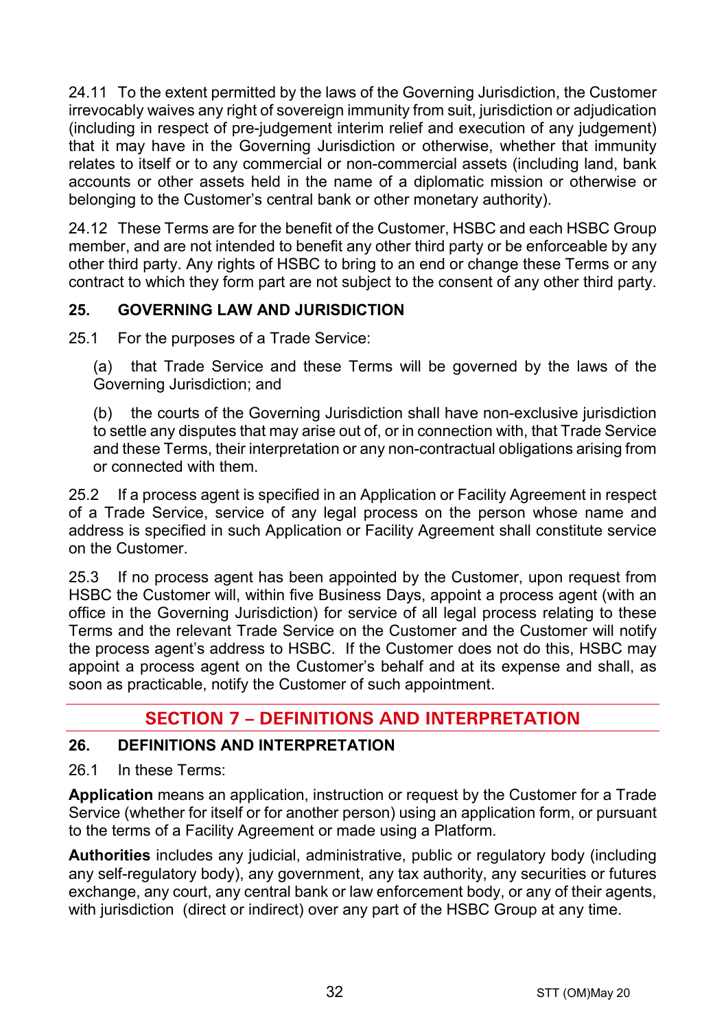24.11 To the extent permitted by the laws of the Governing Jurisdiction, the Customer irrevocably waives any right of sovereign immunity from suit, jurisdiction or adjudication (including in respect of pre-judgement interim relief and execution of any judgement) that it may have in the Governing Jurisdiction or otherwise, whether that immunity relates to itself or to any commercial or non-commercial assets (including land, bank accounts or other assets held in the name of a diplomatic mission or otherwise or belonging to the Customer's central bank or other monetary authority).

24.12 These Terms are for the benefit of the Customer, HSBC and each HSBC Group member, and are not intended to benefit any other third party or be enforceable by any other third party. Any rights of HSBC to bring to an end or change these Terms or any contract to which they form part are not subject to the consent of any other third party.

### 25. GOVERNING LAW AND JURISDICTION

25.1 For the purposes of a Trade Service:

(a) that Trade Service and these Terms will be governed by the laws of the Governing Jurisdiction; and

(b) the courts of the Governing Jurisdiction shall have non-exclusive jurisdiction to settle any disputes that may arise out of, or in connection with, that Trade Service and these Terms, their interpretation or any non-contractual obligations arising from or connected with them.

25.2 If a process agent is specified in an Application or Facility Agreement in respect of a Trade Service, service of any legal process on the person whose name and address is specified in such Application or Facility Agreement shall constitute service on the Customer.

25.3 If no process agent has been appointed by the Customer, upon request from HSBC the Customer will, within five Business Days, appoint a process agent (with an office in the Governing Jurisdiction) for service of all legal process relating to these Terms and the relevant Trade Service on the Customer and the Customer will notify the process agent's address to HSBC. If the Customer does not do this, HSBC may appoint a process agent on the Customer's behalf and at its expense and shall, as soon as practicable, notify the Customer of such appointment.

## SECTION 7 – DEFINITIONS AND INTERPRETATION

### 26. DEFINITIONS AND INTERPRETATION

26.1 In these Terms:

**Application** means an application, instruction or request by the Customer for a Trade Service (whether for itself or for another person) using an application form, or pursuant to the terms of a Facility Agreement or made using a Platform.

**Authorities** includes any judicial, administrative, public or regulatory body (including any self-regulatory body), any government, any tax authority, any securities or futures exchange, any court, any central bank or law enforcement body, or any of their agents, with jurisdiction (direct or indirect) over any part of the HSBC Group at any time.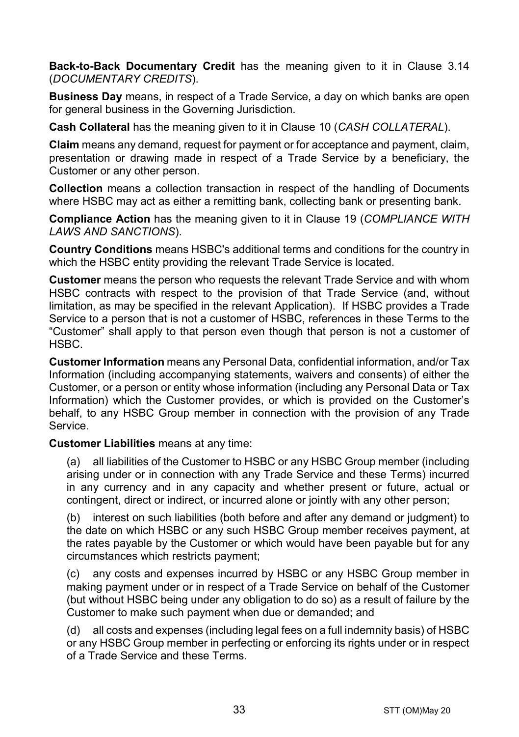**Back-to-Back Documentary Credit** has the meaning given to it in Clause 3.14 (*DOCUMENTARY CREDITS*).

**Business Day** means, in respect of a Trade Service, a day on which banks are open for general business in the Governing Jurisdiction.

**Cash Collateral** has the meaning given to it in Clause 10 (*CASH COLLATERAL*).

**Claim** means any demand, request for payment or for acceptance and payment, claim, presentation or drawing made in respect of a Trade Service by a beneficiary, the Customer or any other person.

**Collection** means a collection transaction in respect of the handling of Documents where HSBC may act as either a remitting bank, collecting bank or presenting bank.

**Compliance Action** has the meaning given to it in Clause 19 (*COMPLIANCE WITH LAWS AND SANCTIONS*).

**Country Conditions** means HSBC's additional terms and conditions for the country in which the HSBC entity providing the relevant Trade Service is located.

**Customer** means the person who requests the relevant Trade Service and with whom HSBC contracts with respect to the provision of that Trade Service (and, without limitation, as may be specified in the relevant Application). If HSBC provides a Trade Service to a person that is not a customer of HSBC, references in these Terms to the "Customer" shall apply to that person even though that person is not a customer of HSBC.

**Customer Information** means any Personal Data, confidential information, and/or Tax Information (including accompanying statements, waivers and consents) of either the Customer, or a person or entity whose information (including any Personal Data or Tax Information) which the Customer provides, or which is provided on the Customer's behalf, to any HSBC Group member in connection with the provision of any Trade Service.

**Customer Liabilities** means at any time:

(a) all liabilities of the Customer to HSBC or any HSBC Group member (including arising under or in connection with any Trade Service and these Terms) incurred in any currency and in any capacity and whether present or future, actual or contingent, direct or indirect, or incurred alone or jointly with any other person;

(b) interest on such liabilities (both before and after any demand or judgment) to the date on which HSBC or any such HSBC Group member receives payment, at the rates payable by the Customer or which would have been payable but for any circumstances which restricts payment;

(c) any costs and expenses incurred by HSBC or any HSBC Group member in making payment under or in respect of a Trade Service on behalf of the Customer (but without HSBC being under any obligation to do so) as a result of failure by the Customer to make such payment when due or demanded; and

(d) all costs and expenses (including legal fees on a full indemnity basis) of HSBC or any HSBC Group member in perfecting or enforcing its rights under or in respect of a Trade Service and these Terms.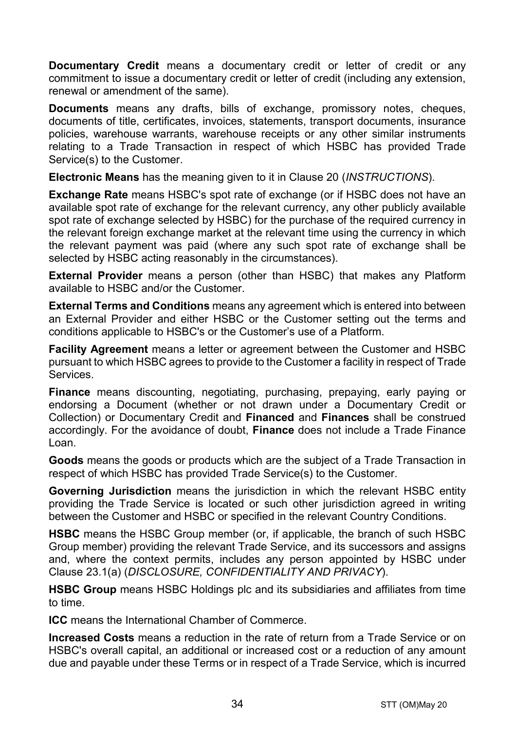**Documentary Credit** means a documentary credit or letter of credit or any commitment to issue a documentary credit or letter of credit (including any extension, renewal or amendment of the same).

**Documents** means any drafts, bills of exchange, promissory notes, cheques, documents of title, certificates, invoices, statements, transport documents, insurance policies, warehouse warrants, warehouse receipts or any other similar instruments relating to a Trade Transaction in respect of which HSBC has provided Trade Service(s) to the Customer.

**Electronic Means** has the meaning given to it in Clause 20 (*INSTRUCTIONS*).

**Exchange Rate** means HSBC's spot rate of exchange (or if HSBC does not have an available spot rate of exchange for the relevant currency, any other publicly available spot rate of exchange selected by HSBC) for the purchase of the required currency in the relevant foreign exchange market at the relevant time using the currency in which the relevant payment was paid (where any such spot rate of exchange shall be selected by HSBC acting reasonably in the circumstances).

**External Provider** means a person (other than HSBC) that makes any Platform available to HSBC and/or the Customer.

**External Terms and Conditions** means any agreement which is entered into between an External Provider and either HSBC or the Customer setting out the terms and conditions applicable to HSBC's or the Customer's use of a Platform.

**Facility Agreement** means a letter or agreement between the Customer and HSBC pursuant to which HSBC agrees to provide to the Customer a facility in respect of Trade Services.

**Finance** means discounting, negotiating, purchasing, prepaying, early paying or endorsing a Document (whether or not drawn under a Documentary Credit or Collection) or Documentary Credit and **Financed** and **Finances** shall be construed accordingly. For the avoidance of doubt, **Finance** does not include a Trade Finance Loan.

**Goods** means the goods or products which are the subject of a Trade Transaction in respect of which HSBC has provided Trade Service(s) to the Customer.

**Governing Jurisdiction** means the jurisdiction in which the relevant HSBC entity providing the Trade Service is located or such other jurisdiction agreed in writing between the Customer and HSBC or specified in the relevant Country Conditions.

**HSBC** means the HSBC Group member (or, if applicable, the branch of such HSBC Group member) providing the relevant Trade Service, and its successors and assigns and, where the context permits, includes any person appointed by HSBC under Clause 23.1(a) (*DISCLOSURE, CONFIDENTIALITY AND PRIVACY*).

**HSBC Group** means HSBC Holdings plc and its subsidiaries and affiliates from time to time.

**ICC** means the International Chamber of Commerce.

**Increased Costs** means a reduction in the rate of return from a Trade Service or on HSBC's overall capital, an additional or increased cost or a reduction of any amount due and payable under these Terms or in respect of a Trade Service, which is incurred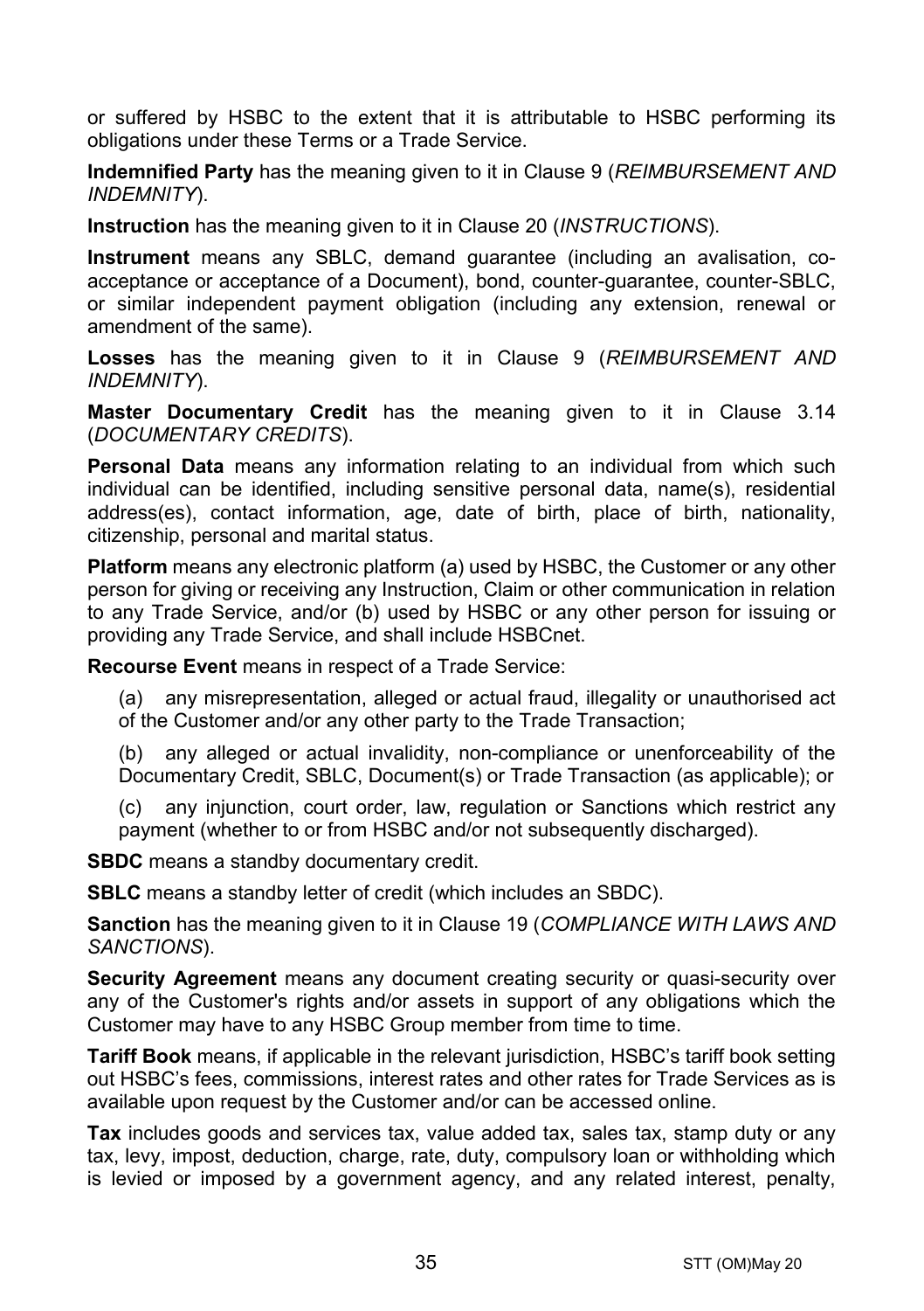or suffered by HSBC to the extent that it is attributable to HSBC performing its obligations under these Terms or a Trade Service.

**Indemnified Party** has the meaning given to it in Clause 9 (*REIMBURSEMENT AND INDEMNITY*).

**Instruction** has the meaning given to it in Clause 20 (*INSTRUCTIONS*).

**Instrument** means any SBLC, demand guarantee (including an avalisation, co-acceptance or acceptance of a Document), bond, counter-guarantee, counter-SBLC, or similar independent payment obligation (including any extension, renewal or amendment of the same).

**Losses** has the meaning given to it in Clause 9 (*REIMBURSEMENT AND INDEMNITY*).

**Master Documentary Credit** has the meaning given to it in Clause 3.14 (*DOCUMENTARY CREDITS*).

**Personal Data** means any information relating to an individual from which such individual can be identified, including sensitive personal data, name(s), residential address(es), contact information, age, date of birth, place of birth, nationality, citizenship, personal and marital status.

**Platform** means any electronic platform (a) used by HSBC, the Customer or any other person for giving or receiving any Instruction, Claim or other communication in relation to any Trade Service, and/or (b) used by HSBC or any other person for issuing or providing any Trade Service, and shall include HSBCnet.

**Recourse Event** means in respect of a Trade Service:

(a) any misrepresentation, alleged or actual fraud, illegality or unauthorised act of the Customer and/or any other party to the Trade Transaction;

(b) any alleged or actual invalidity, non-compliance or unenforceability of the Documentary Credit, SBLC, Document(s) or Trade Transaction (as applicable); or

(c) any injunction, court order, law, regulation or Sanctions which restrict any payment (whether to or from HSBC and/or not subsequently discharged).

**SBDC** means a standby documentary credit.

**SBLC** means a standby letter of credit (which includes an SBDC).

**Sanction** has the meaning given to it in Clause 19 (*COMPLIANCE WITH LAWS AND SANCTIONS*).

**Security Agreement** means any document creating security or quasi-security over any of the Customer's rights and/or assets in support of any obligations which the Customer may have to any HSBC Group member from time to time.

**Tariff Book** means, if applicable in the relevant jurisdiction, HSBC's tariff book setting out HSBC's fees, commissions, interest rates and other rates for Trade Services as is available upon request by the Customer and/or can be accessed online.

**Tax** includes goods and services tax, value added tax, sales tax, stamp duty or any tax, levy, impost, deduction, charge, rate, duty, compulsory loan or withholding which is levied or imposed by a government agency, and any related interest, penalty,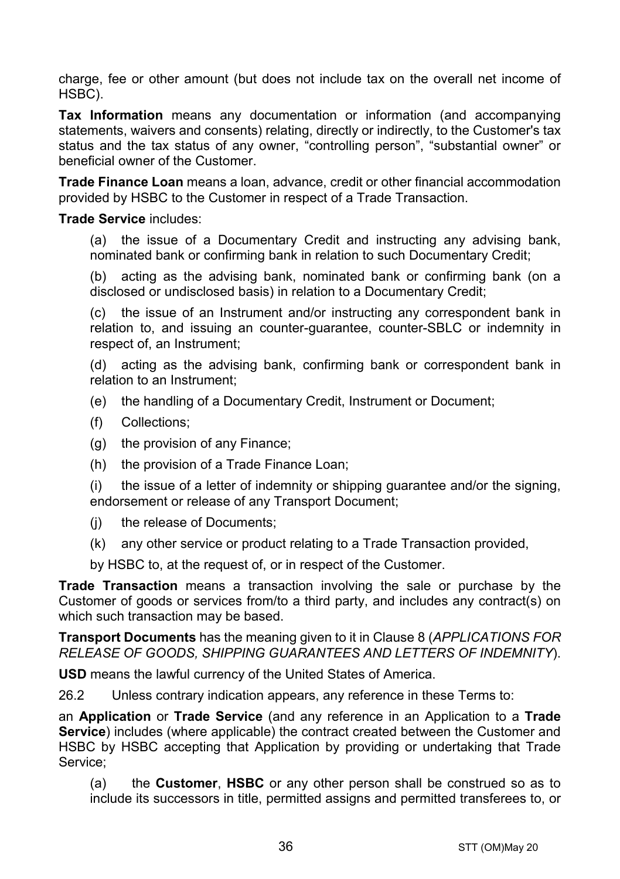charge, fee or other amount (but does not include tax on the overall net income of HSBC).

**Tax Information** means any documentation or information (and accompanying statements, waivers and consents) relating, directly or indirectly, to the Customer's tax status and the tax status of any owner, "controlling person", "substantial owner" or beneficial owner of the Customer.

**Trade Finance Loan** means a loan, advance, credit or other financial accommodation provided by HSBC to the Customer in respect of a Trade Transaction.

**Trade Service** includes:

(a) the issue of a Documentary Credit and instructing any advising bank, nominated bank or confirming bank in relation to such Documentary Credit;

(b) acting as the advising bank, nominated bank or confirming bank (on a disclosed or undisclosed basis) in relation to a Documentary Credit;

(c) the issue of an Instrument and/or instructing any correspondent bank in relation to, and issuing an counter-guarantee, counter-SBLC or indemnity in respect of, an Instrument;

(d) acting as the advising bank, confirming bank or correspondent bank in relation to an Instrument;

(e) the handling of a Documentary Credit, Instrument or Document;

(f) Collections;

(g) the provision of any Finance;

(h) the provision of a Trade Finance Loan;

(i) the issue of a letter of indemnity or shipping guarantee and/or the signing, endorsement or release of any Transport Document;

(j) the release of Documents;

(k) any other service or product relating to a Trade Transaction provided,

by HSBC to, at the request of, or in respect of the Customer.

**Trade Transaction** means a transaction involving the sale or purchase by the Customer of goods or services from/to a third party, and includes any contract(s) on which such transaction may be based.

**Transport Documents** has the meaning given to it in Clause 8 (*APPLICATIONS FOR RELEASE OF GOODS, SHIPPING GUARANTEES AND LETTERS OF INDEMNITY*).

**USD** means the lawful currency of the United States of America.

26.2 Unless contrary indication appears, any reference in these Terms to:

an **Application** or **Trade Service** (and any reference in an Application to a **Trade Service**) includes (where applicable) the contract created between the Customer and HSBC by HSBC accepting that Application by providing or undertaking that Trade Service;

(a) the **Customer**, **HSBC** or any other person shall be construed so as to include its successors in title, permitted assigns and permitted transferees to, or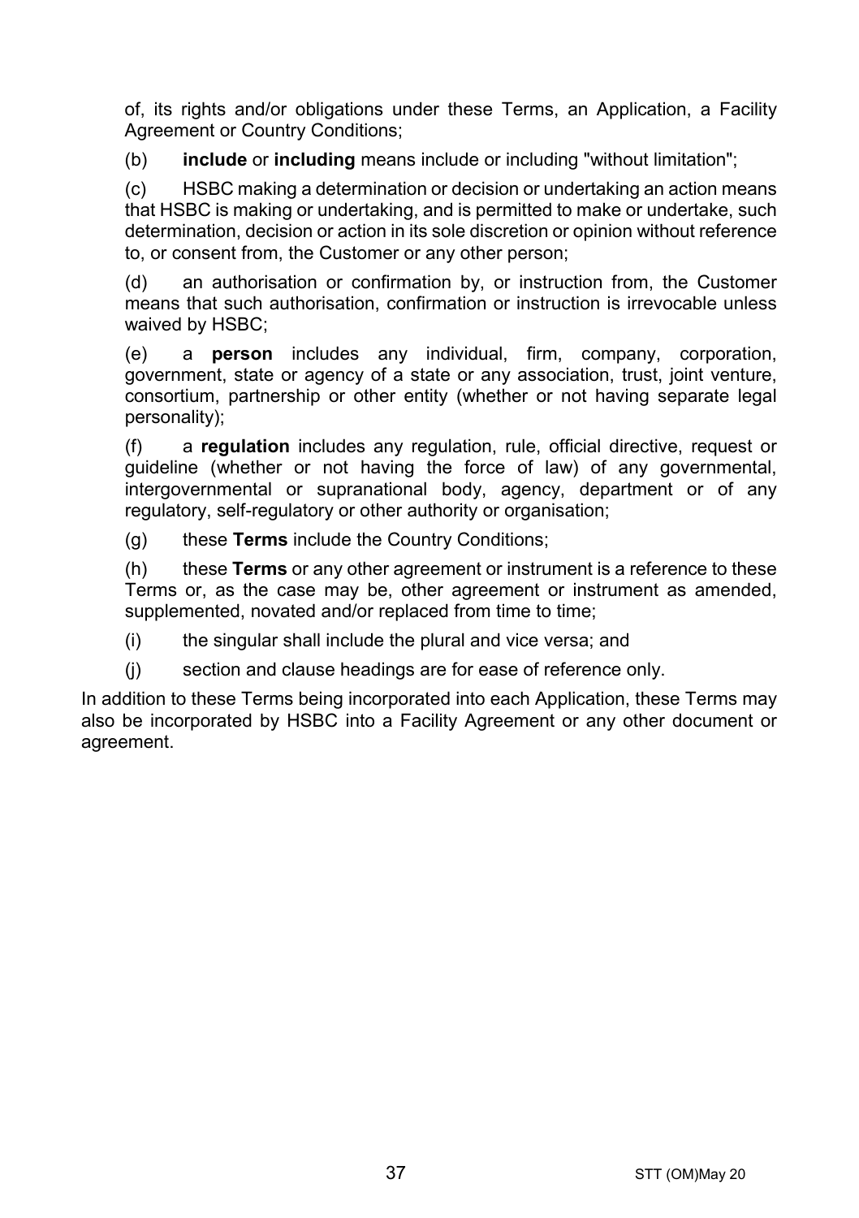of, its rights and/or obligations under these Terms, an Application, a Facility Agreement or Country Conditions;

(b) **include** or **including** means include or including "without limitation";

(c) HSBC making a determination or decision or undertaking an action means that HSBC is making or undertaking, and is permitted to make or undertake, such determination, decision or action in its sole discretion or opinion without reference to, or consent from, the Customer or any other person;

(d) an authorisation or confirmation by, or instruction from, the Customer means that such authorisation, confirmation or instruction is irrevocable unless waived by HSBC;

(e) a **person** includes any individual, firm, company, corporation, government, state or agency of a state or any association, trust, joint venture, consortium, partnership or other entity (whether or not having separate legal personality);

(f) a **regulation** includes any regulation, rule, official directive, request or guideline (whether or not having the force of law) of any governmental, intergovernmental or supranational body, agency, department or of any regulatory, self-regulatory or other authority or organisation;

(g) these **Terms** include the Country Conditions;

(h) these **Terms** or any other agreement or instrument is a reference to these Terms or, as the case may be, other agreement or instrument as amended, supplemented, novated and/or replaced from time to time;

(i) the singular shall include the plural and vice versa; and

(j) section and clause headings are for ease of reference only.

In addition to these Terms being incorporated into each Application, these Terms may also be incorporated by HSBC into a Facility Agreement or any other document or agreement.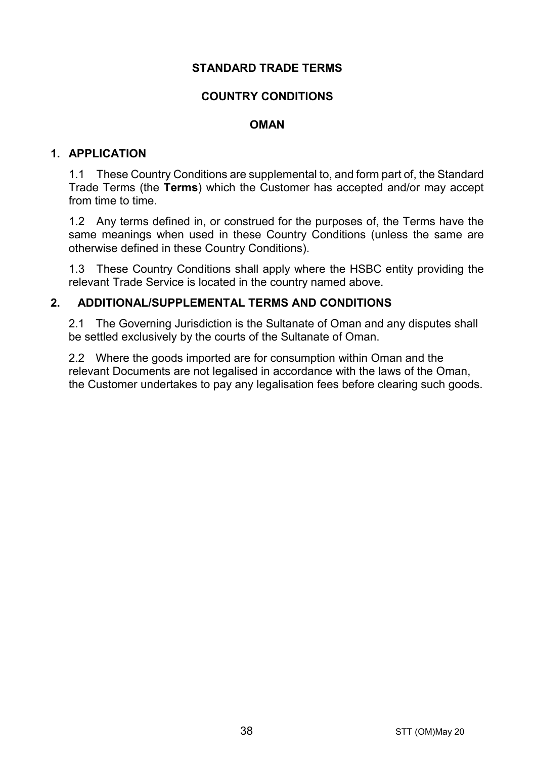# STANDARD TRADE TERMS

## COUNTRY CONDITIONS

## OMAN

### 1. APPLICATION

1.1 These Country Conditions are supplemental to, and form part of, the Standard Trade Terms (the **Terms**) which the Customer has accepted and/or may accept from time to time.

1.2 Any terms defined in, or construed for the purposes of, the Terms have the same meanings when used in these Country Conditions (unless the same are otherwise defined in these Country Conditions).

1.3 These Country Conditions shall apply where the HSBC entity providing the relevant Trade Service is located in the country named above.

### 2. ADDITIONAL/SUPPLEMENTAL TERMS AND CONDITIONS

2.1 The Governing Jurisdiction is the Sultanate of Oman and any disputes shall be settled exclusively by the courts of the Sultanate of Oman.

2.2 Where the goods imported are for consumption within Oman and the relevant Documents are not legalised in accordance with the laws of the Oman, the Customer undertakes to pay any legalisation fees before clearing such goods.